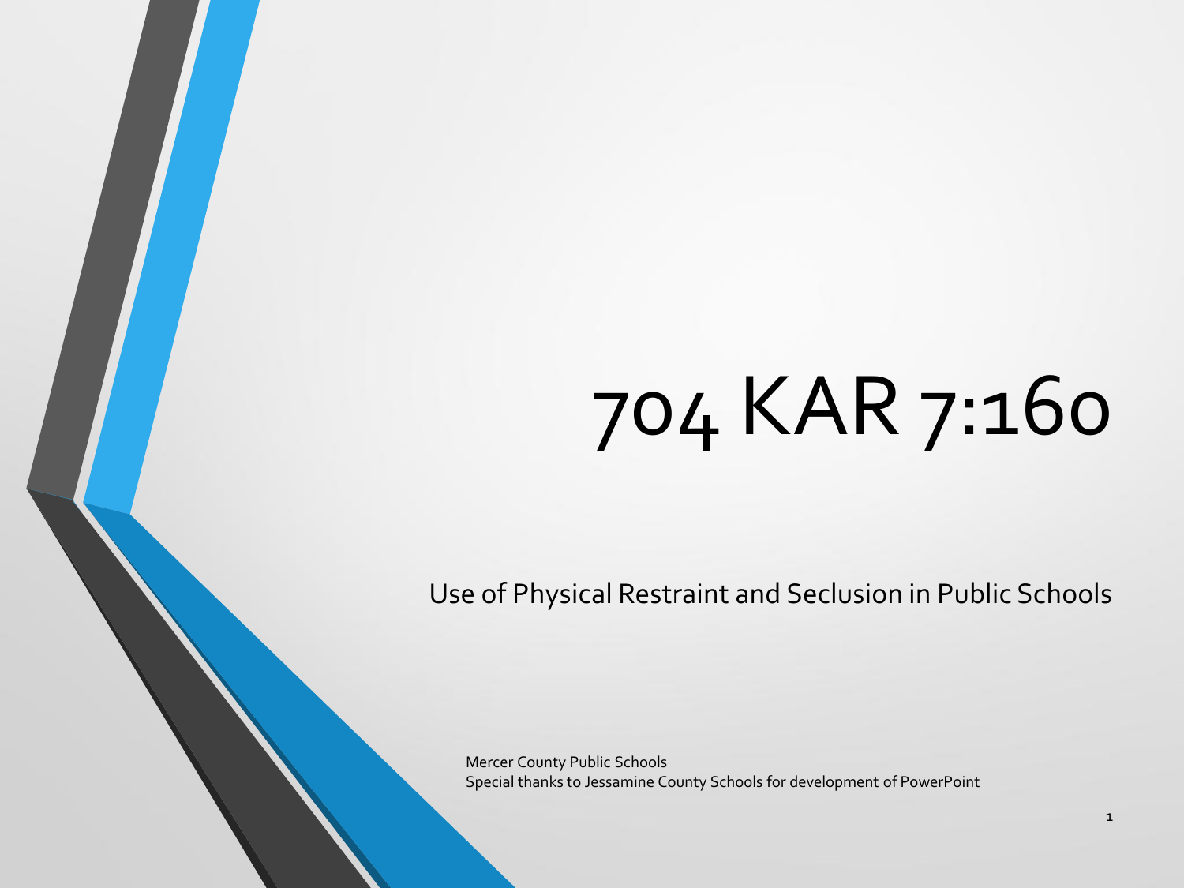# 704 KAR 7:160

Use of Physical Restraint and Seclusion in Public Schools

Mercer County Public Schools
Special thanks to Jessamine County Schools for development of PowerPoint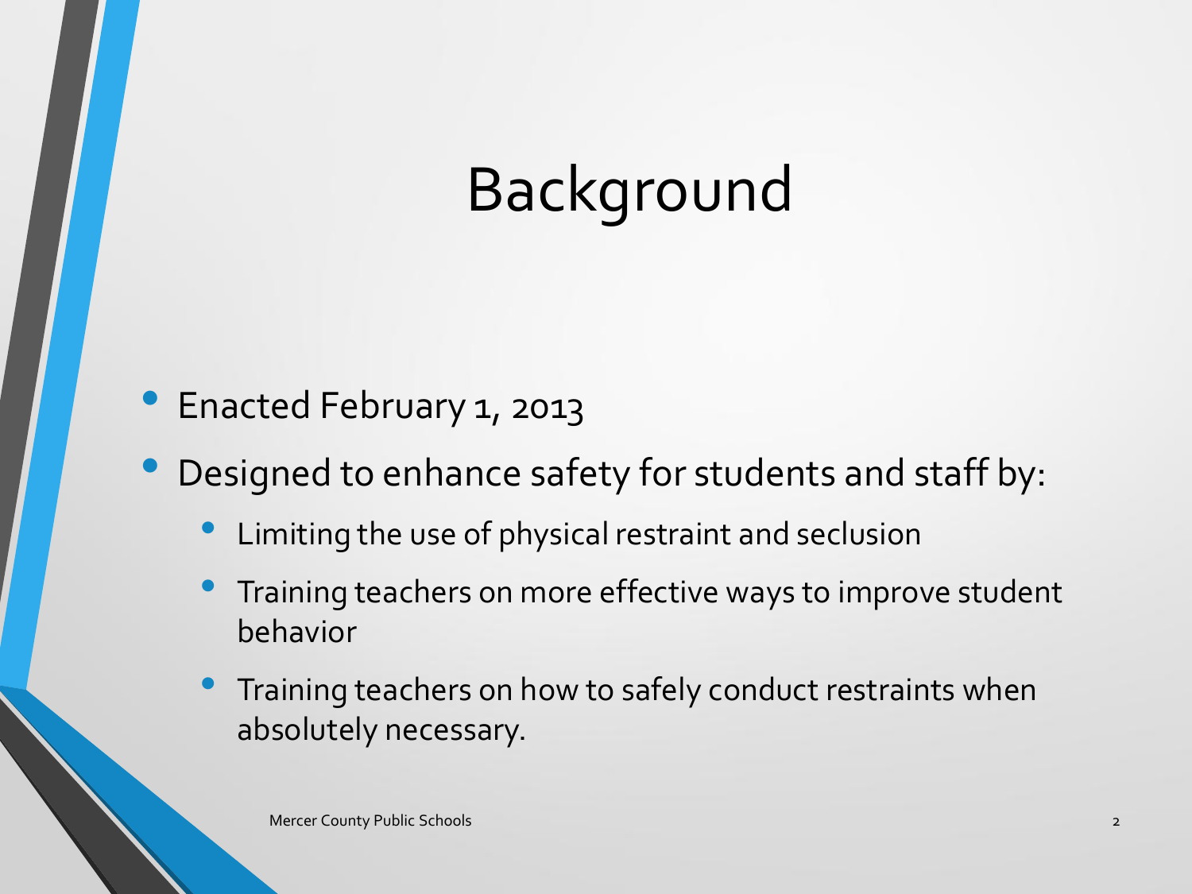# Background

- Enacted February 1, 2013
- Designed to enhance safety for students and staff by:
  - Limiting the use of physical restraint and seclusion
  - Training teachers on more effective ways to improve student behavior
  - Training teachers on how to safely conduct restraints when absolutely necessary.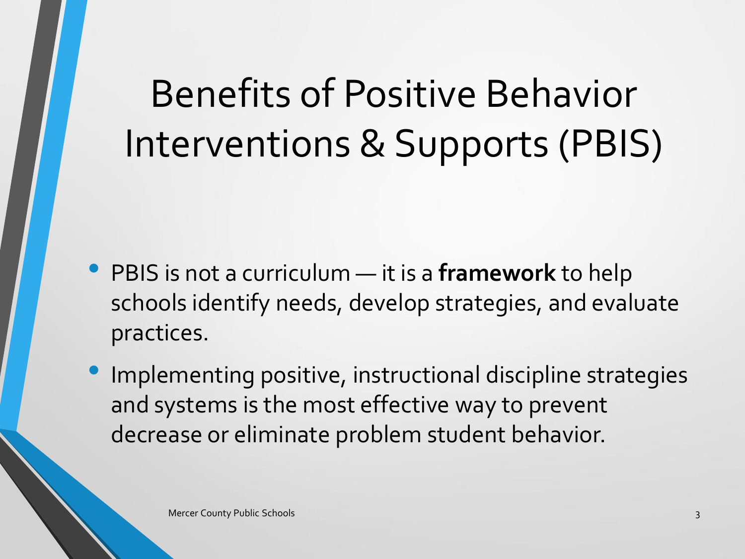# Benefits of Positive Behavior Interventions & Supports (PBIS)

- PBIS is not a curriculum — it is a **framework** to help schools identify needs, develop strategies, and evaluate practices.
- Implementing positive, instructional discipline strategies and systems is the most effective way to prevent decrease or eliminate problem student behavior.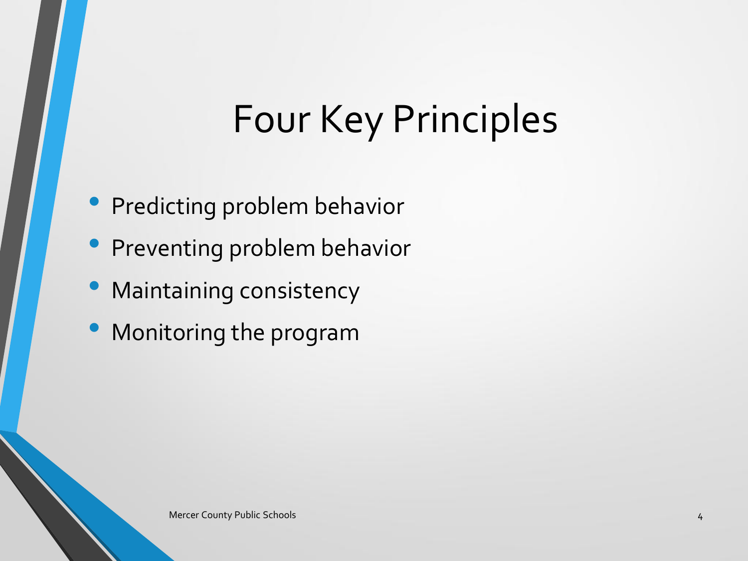# Four Key Principles

- Predicting problem behavior
- Preventing problem behavior
- Maintaining consistency
- Monitoring the program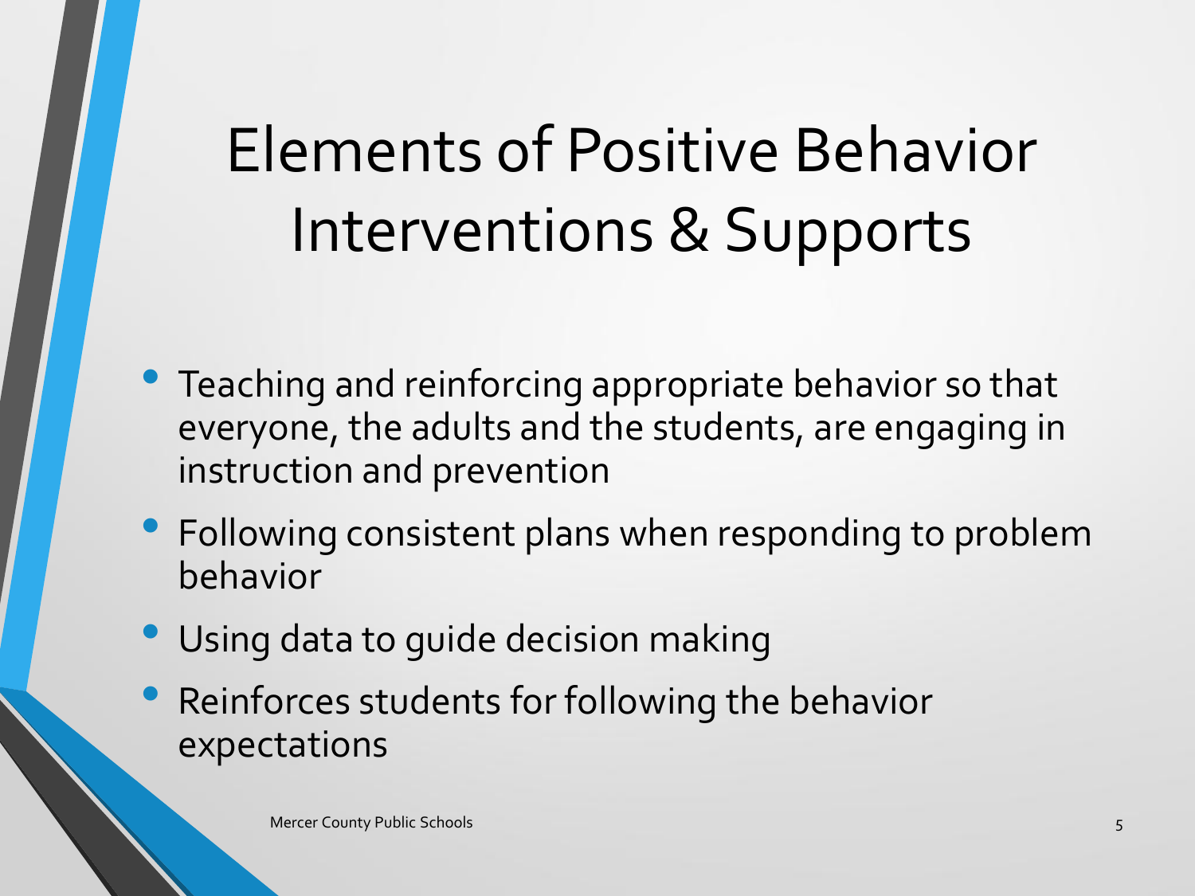# Elements of Positive Behavior Interventions & Supports

- Teaching and reinforcing appropriate behavior so that everyone, the adults and the students, are engaging in instruction and prevention
- Following consistent plans when responding to problem behavior
- Using data to guide decision making
- Reinforces students for following the behavior expectations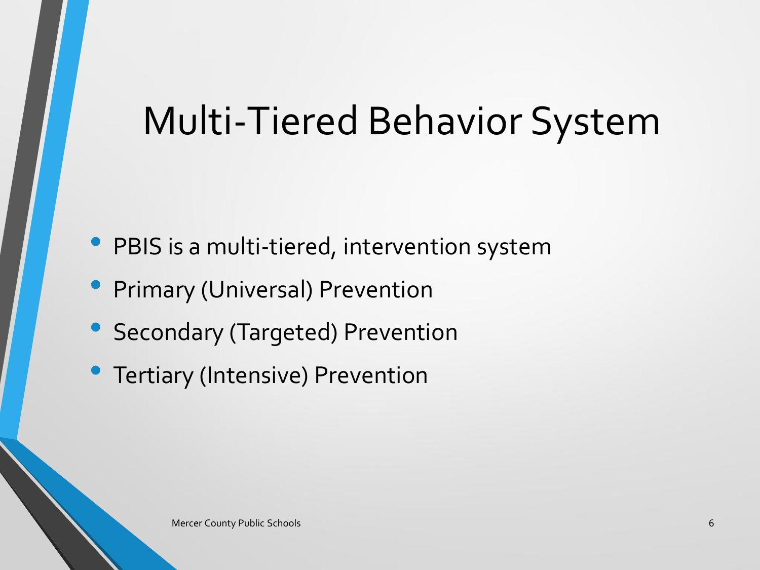# Multi-Tiered Behavior System

- PBIS is a multi-tiered, intervention system
- Primary (Universal) Prevention
- Secondary (Targeted) Prevention
- Tertiary (Intensive) Prevention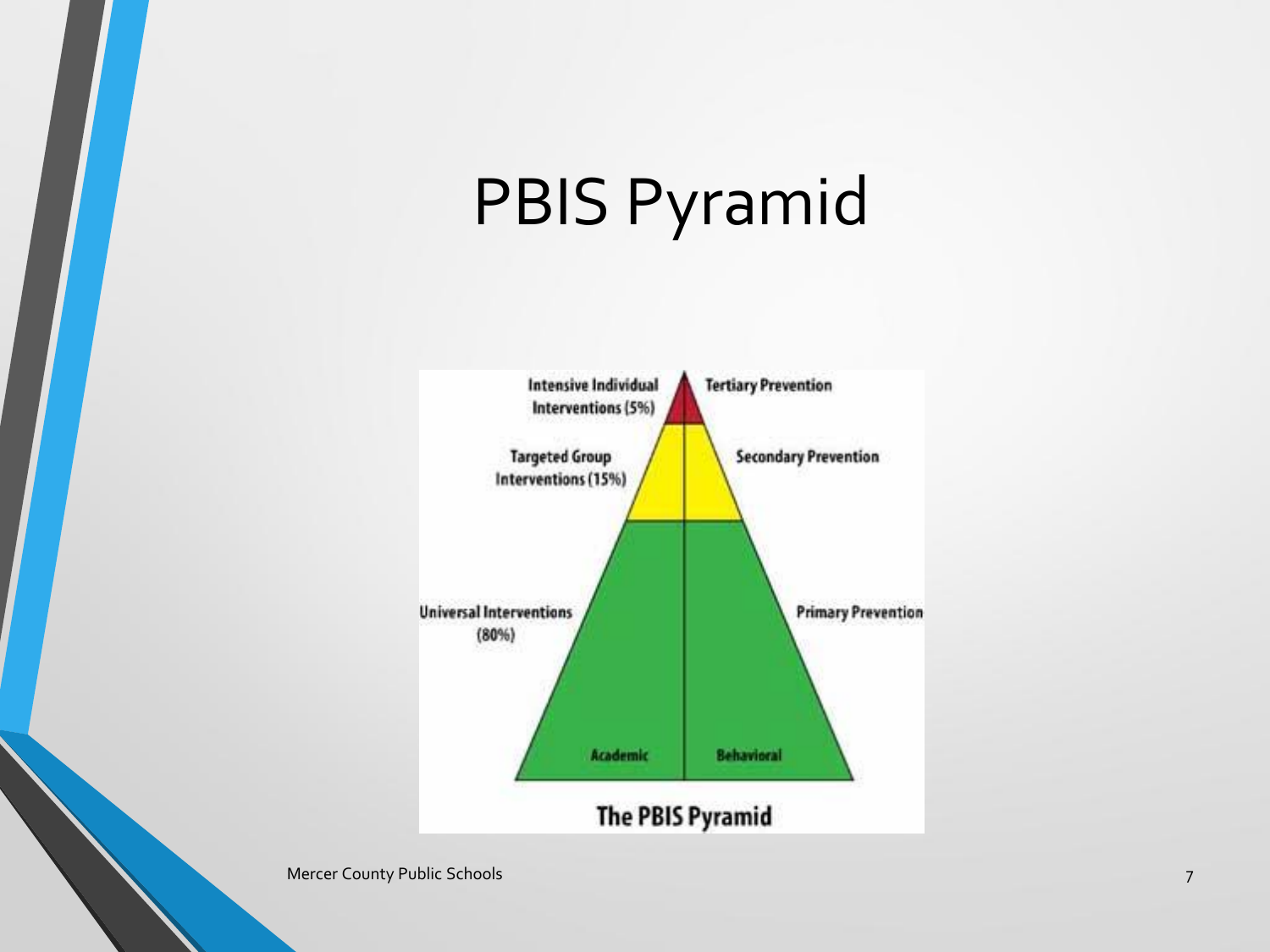# PBIS Pyramid

Intensive Individual Interventions (5%) — Tertiary Prevention

Targeted Group Interventions (15%) — Secondary Prevention

Universal Interventions (80%) — Primary Prevention

Academic | Behavioral

The PBIS Pyramid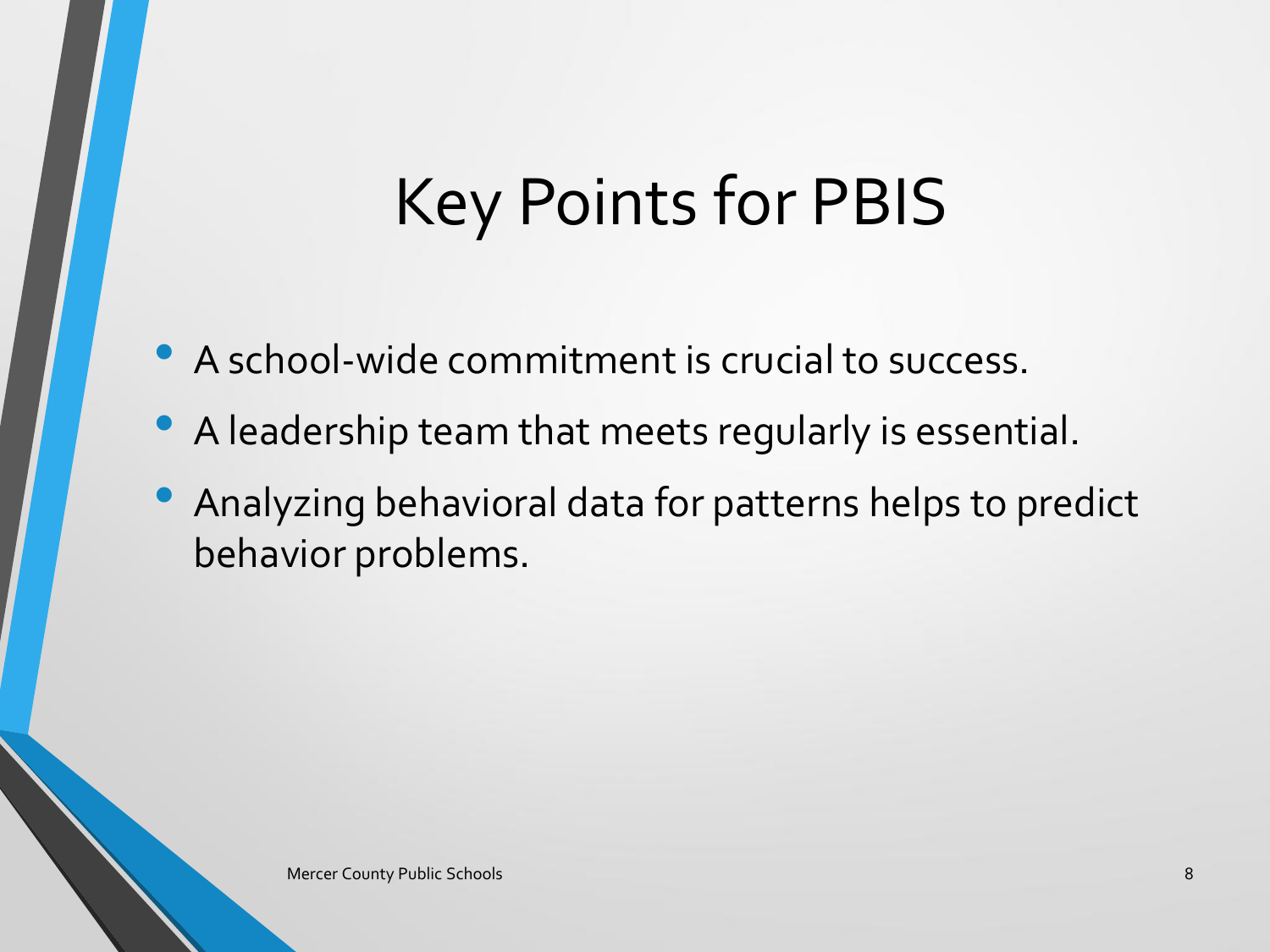# Key Points for PBIS

- A school-wide commitment is crucial to success.
- A leadership team that meets regularly is essential.
- Analyzing behavioral data for patterns helps to predict behavior problems.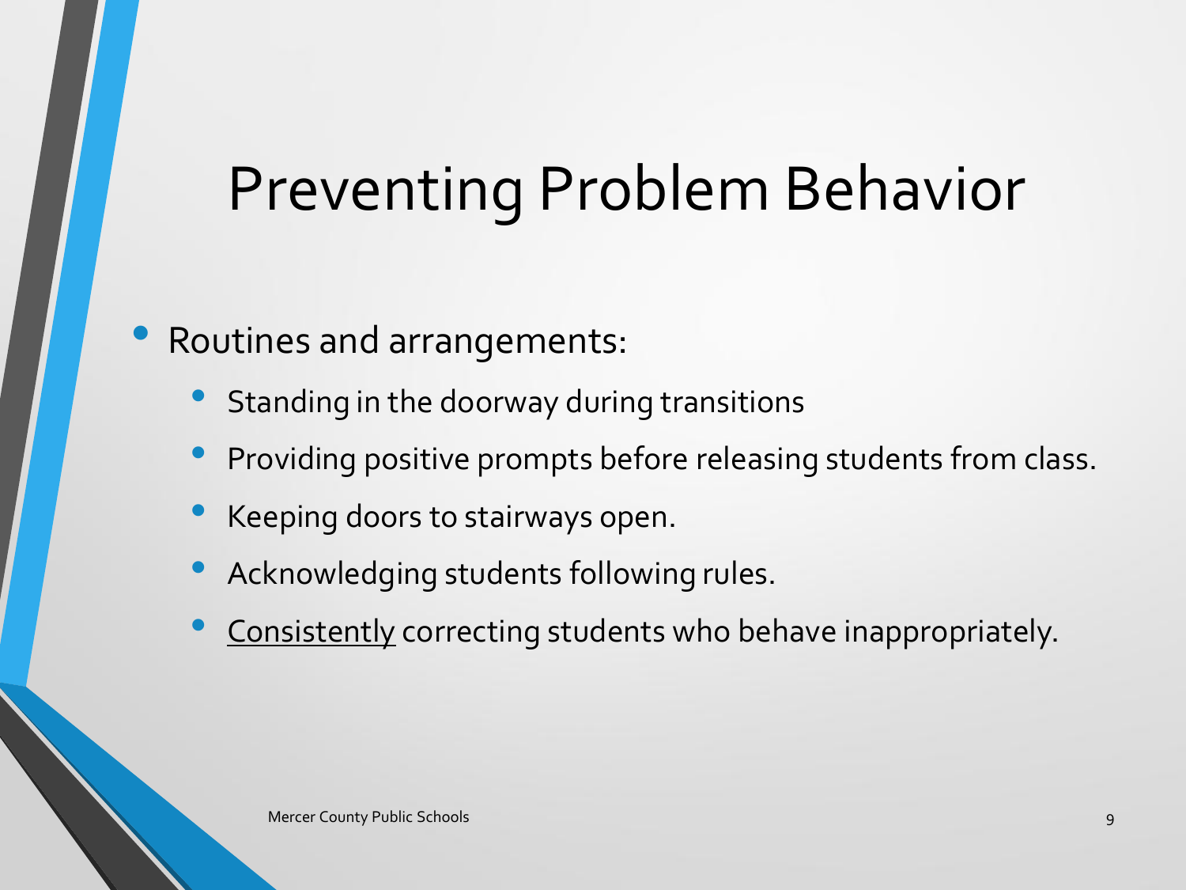# Preventing Problem Behavior

- Routines and arrangements:
  - Standing in the doorway during transitions
  - Providing positive prompts before releasing students from class.
  - Keeping doors to stairways open.
  - Acknowledging students following rules.
  - <u>Consistently</u> correcting students who behave inappropriately.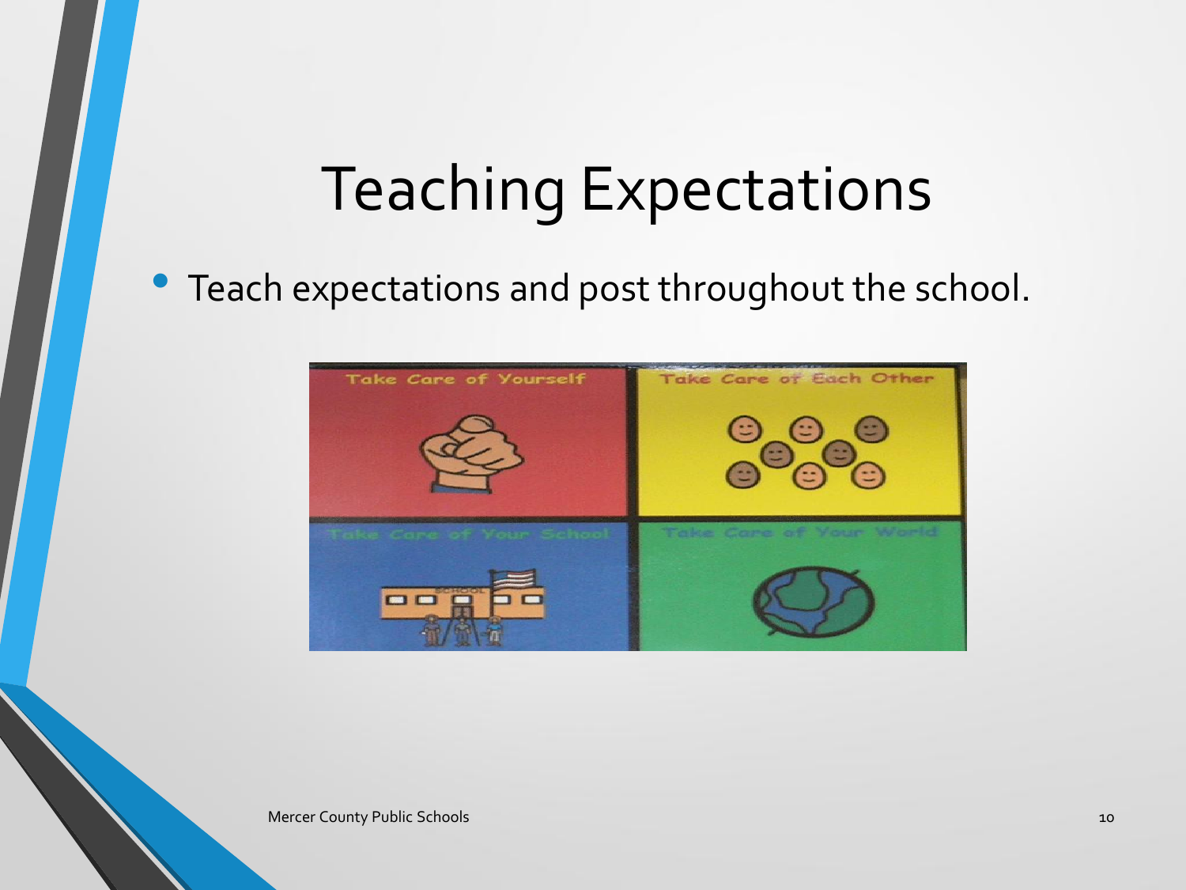# Teaching Expectations

- Teach expectations and post throughout the school.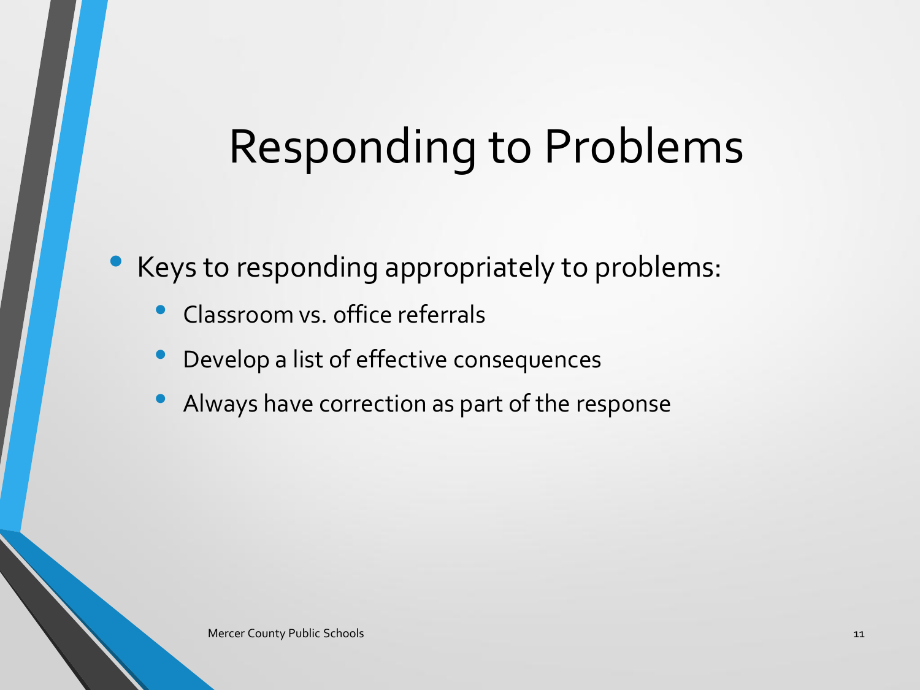# Responding to Problems

- Keys to responding appropriately to problems:
  - Classroom vs. office referrals
  - Develop a list of effective consequences
  - Always have correction as part of the response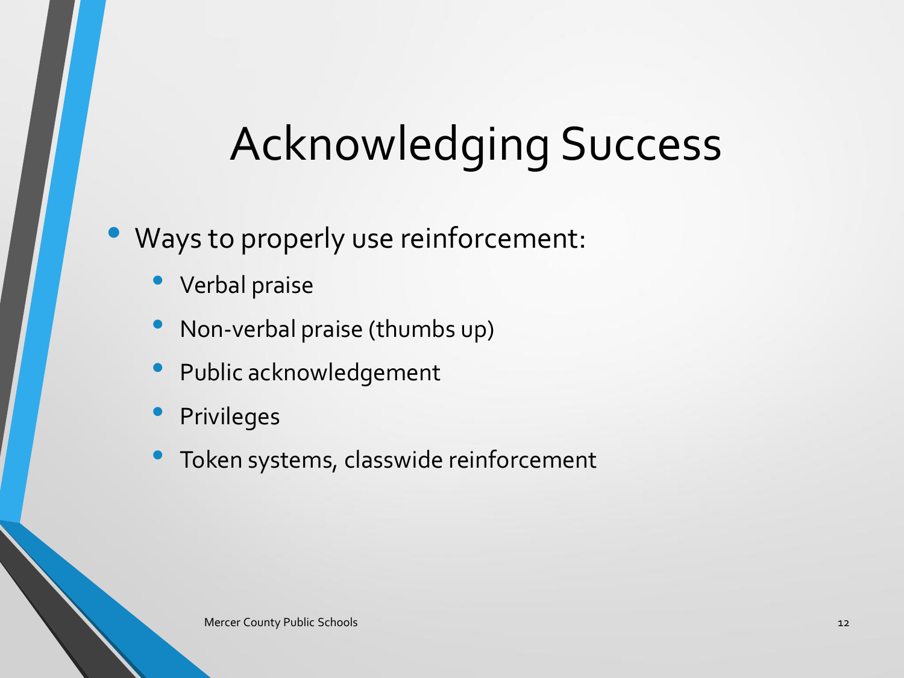# Acknowledging Success

- Ways to properly use reinforcement:
  - Verbal praise
  - Non-verbal praise (thumbs up)
  - Public acknowledgement
  - Privileges
  - Token systems, classwide reinforcement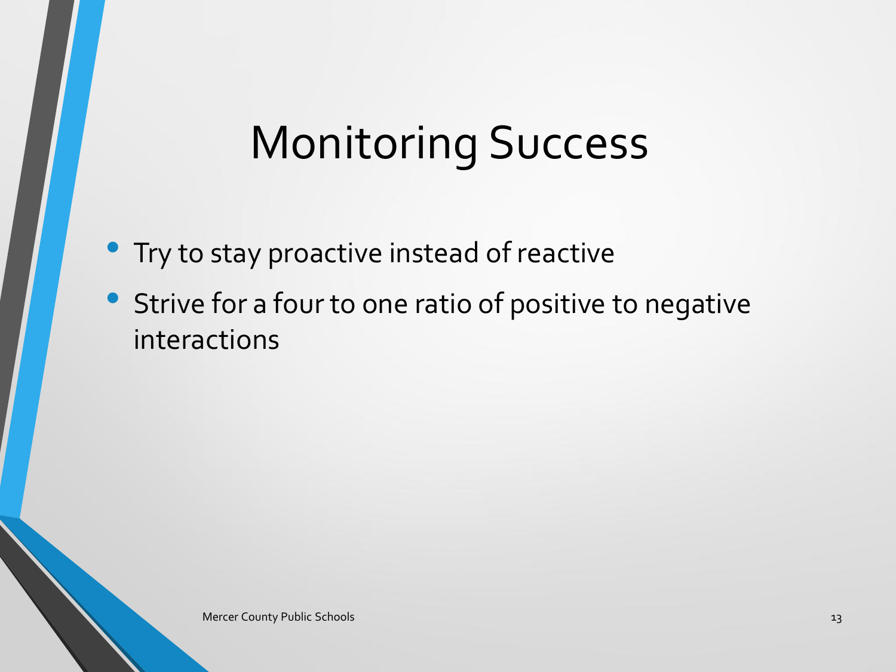# Monitoring Success

- Try to stay proactive instead of reactive
- Strive for a four to one ratio of positive to negative interactions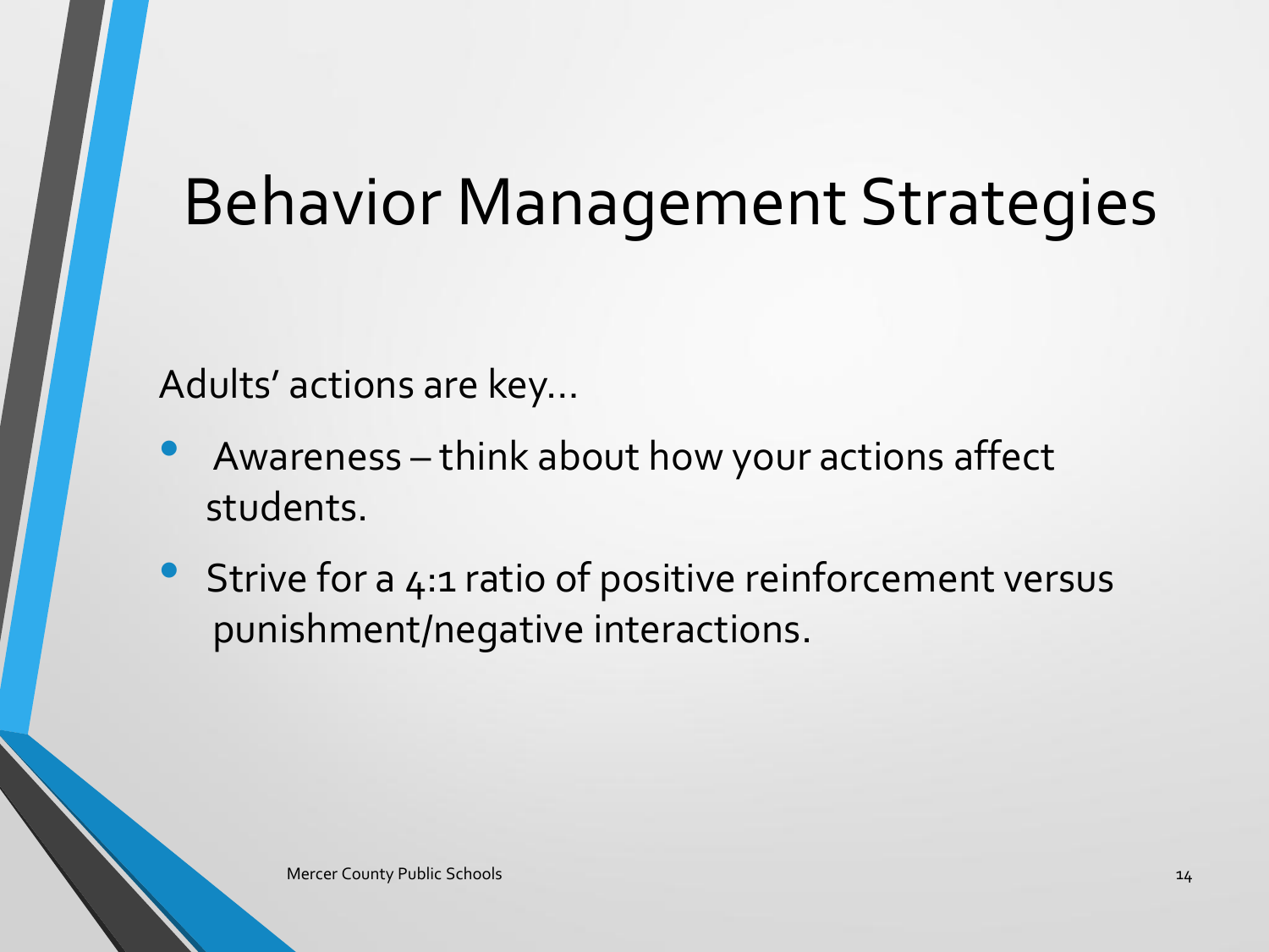# Behavior Management Strategies

Adults' actions are key…

- Awareness – think about how your actions affect students.
- Strive for a 4:1 ratio of positive reinforcement versus punishment/negative interactions.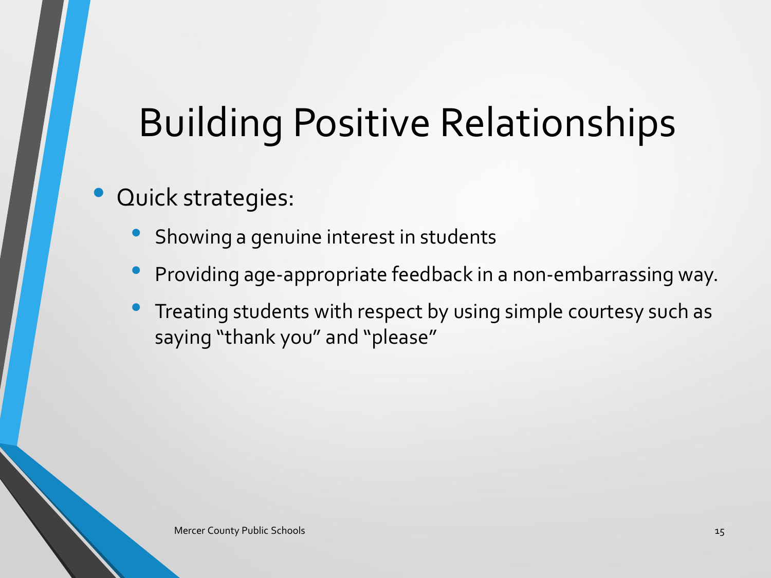# Building Positive Relationships

- Quick strategies:
  - Showing a genuine interest in students
  - Providing age-appropriate feedback in a non-embarrassing way.
  - Treating students with respect by using simple courtesy such as saying "thank you" and "please"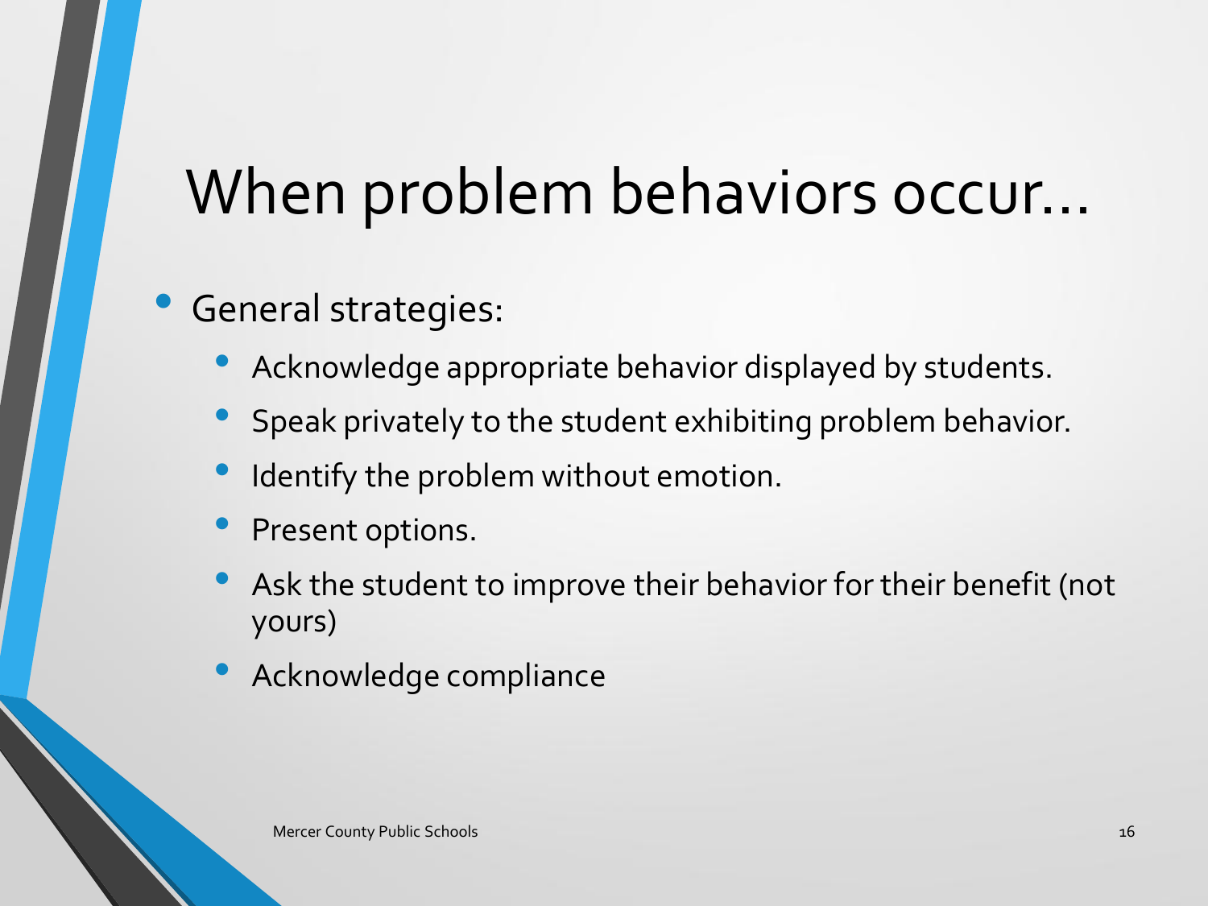# When problem behaviors occur…

- General strategies:
  - Acknowledge appropriate behavior displayed by students.
  - Speak privately to the student exhibiting problem behavior.
  - Identify the problem without emotion.
  - Present options.
  - Ask the student to improve their behavior for their benefit (not yours)
  - Acknowledge compliance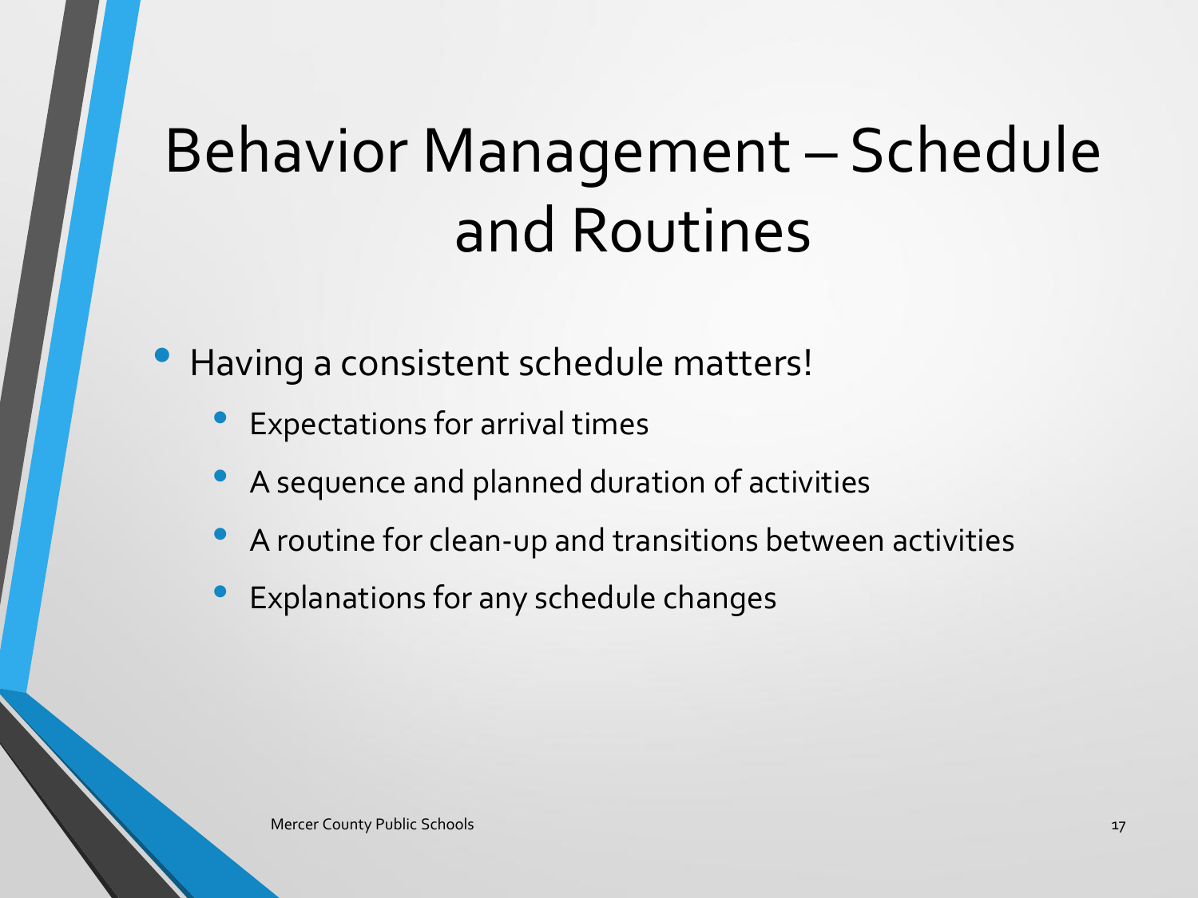# Behavior Management – Schedule and Routines

- Having a consistent schedule matters!
  - Expectations for arrival times
  - A sequence and planned duration of activities
  - A routine for clean-up and transitions between activities
  - Explanations for any schedule changes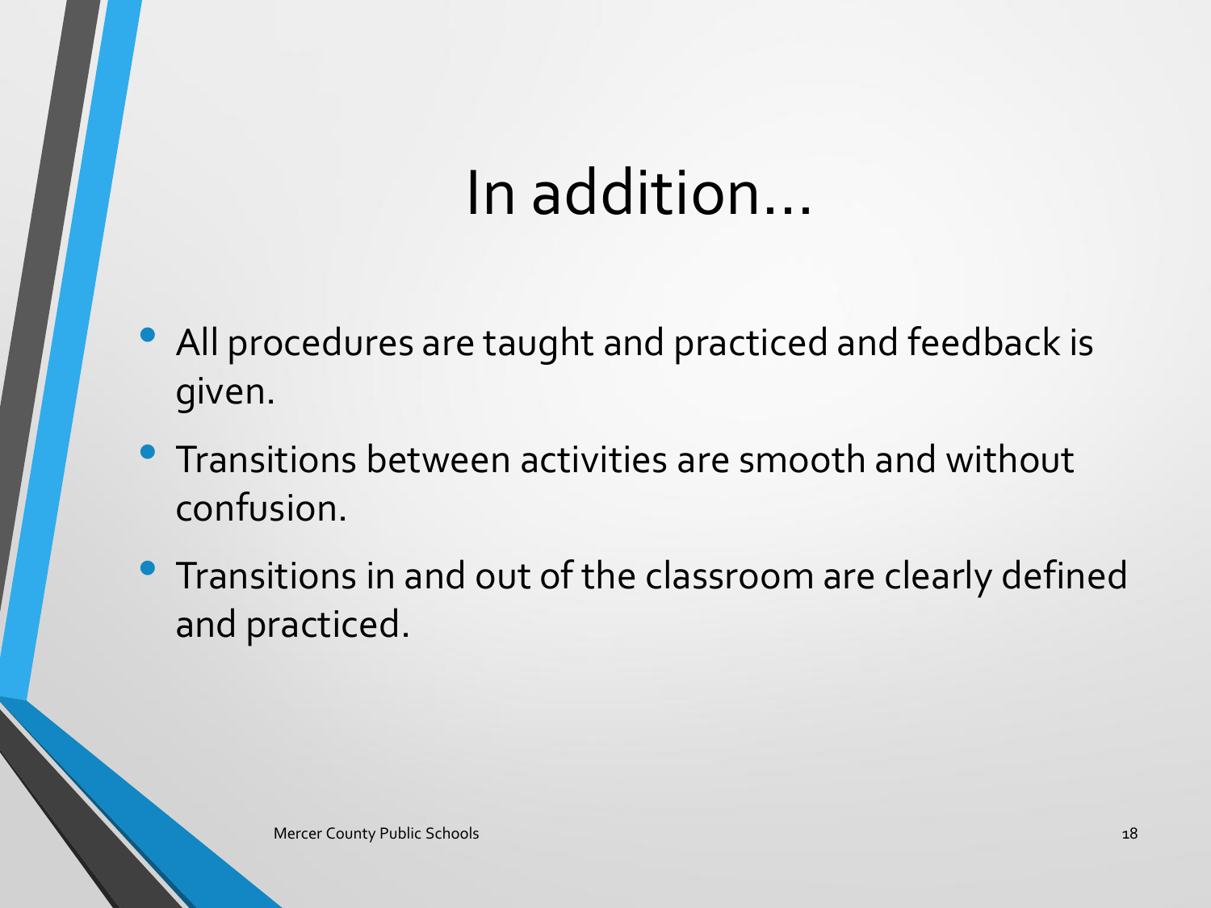# In addition…

- All procedures are taught and practiced and feedback is given.
- Transitions between activities are smooth and without confusion.
- Transitions in and out of the classroom are clearly defined and practiced.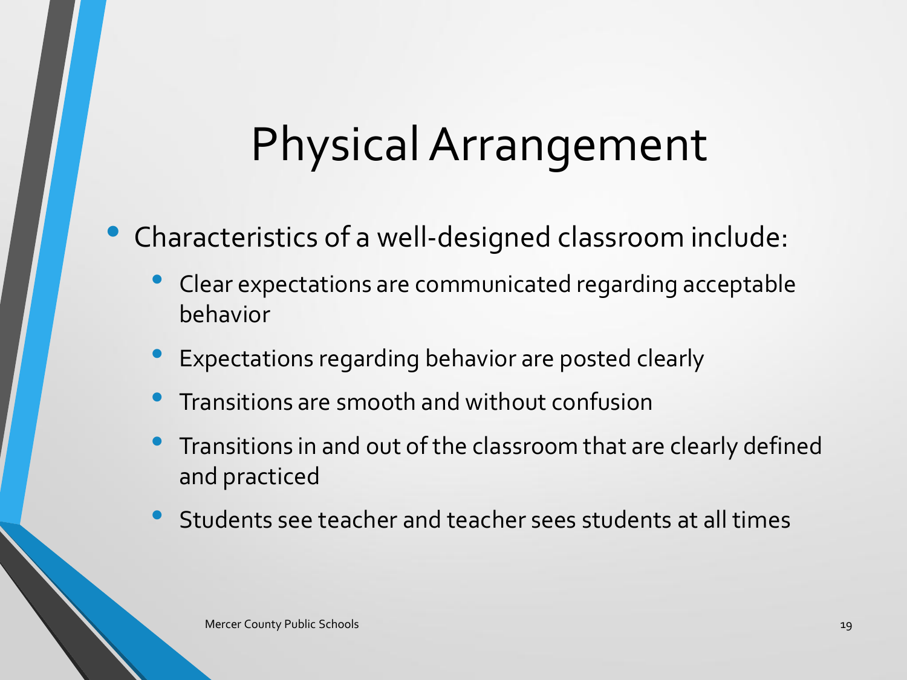# Physical Arrangement

- Characteristics of a well-designed classroom include:
  - Clear expectations are communicated regarding acceptable behavior
  - Expectations regarding behavior are posted clearly
  - Transitions are smooth and without confusion
  - Transitions in and out of the classroom that are clearly defined and practiced
  - Students see teacher and teacher sees students at all times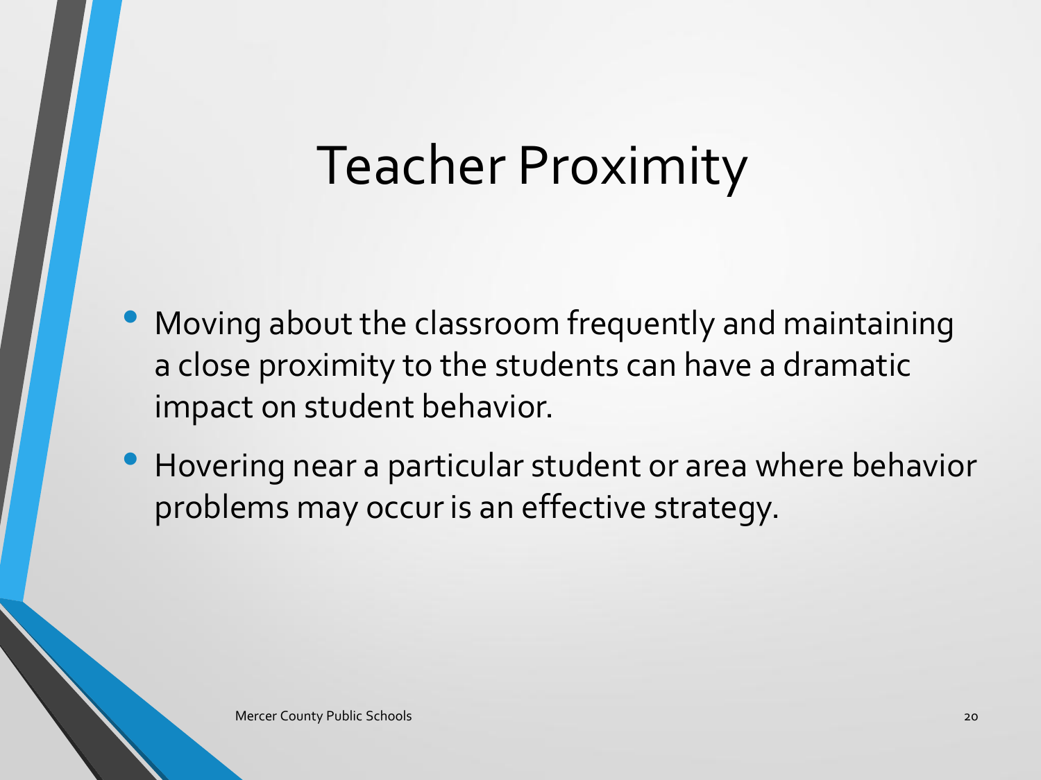# Teacher Proximity

- Moving about the classroom frequently and maintaining a close proximity to the students can have a dramatic impact on student behavior.
- Hovering near a particular student or area where behavior problems may occur is an effective strategy.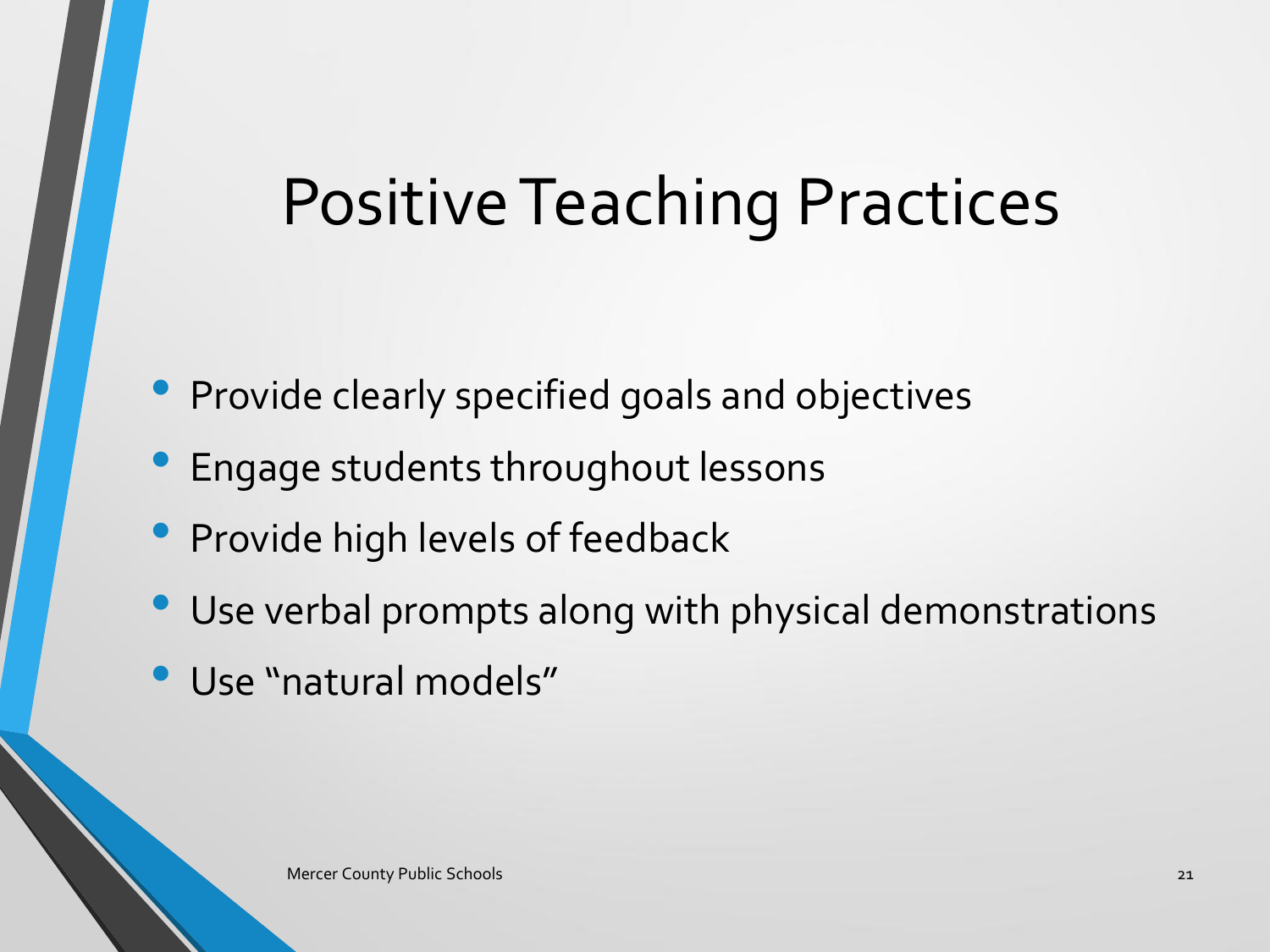# Positive Teaching Practices

- Provide clearly specified goals and objectives
- Engage students throughout lessons
- Provide high levels of feedback
- Use verbal prompts along with physical demonstrations
- Use "natural models"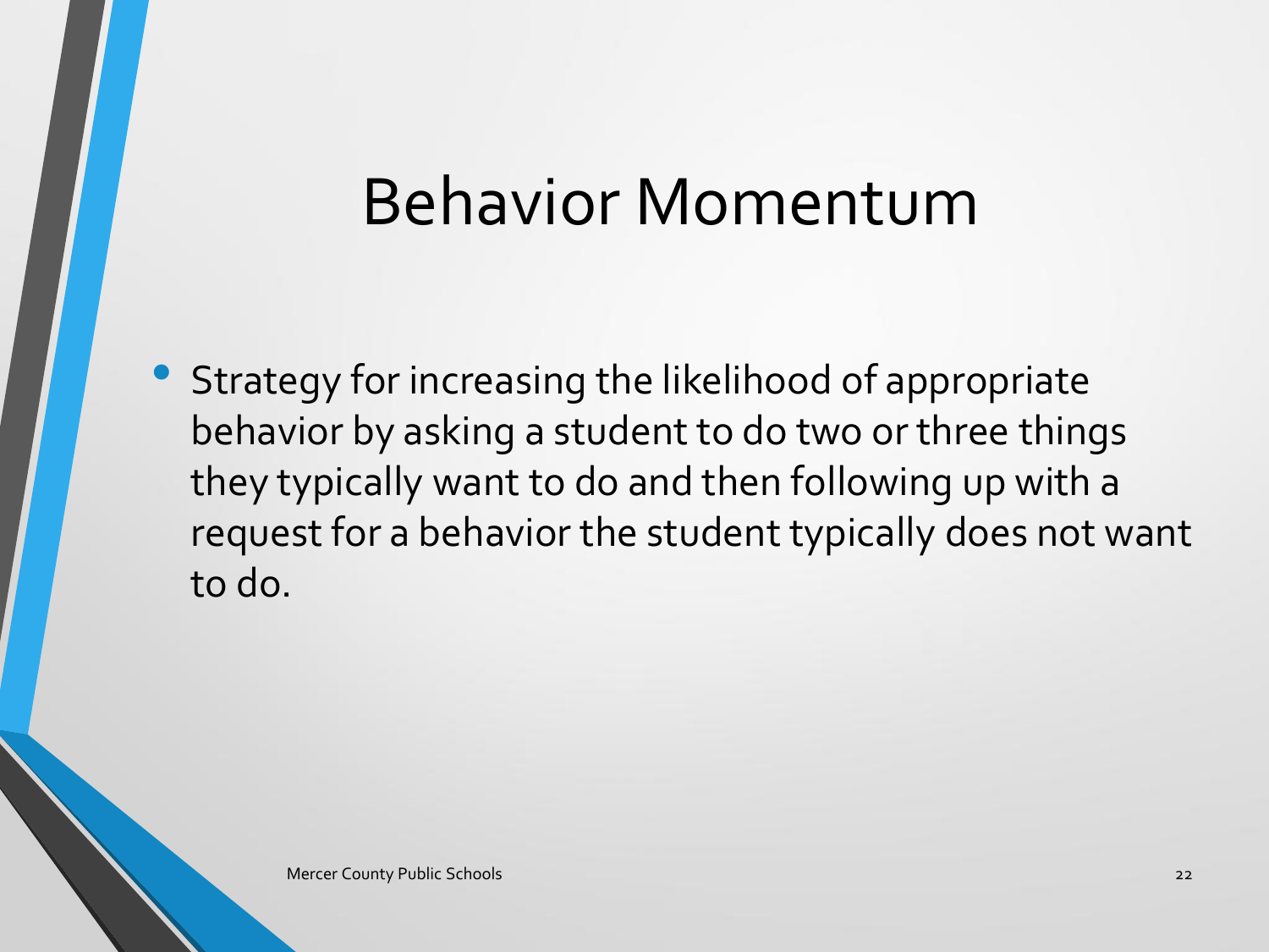# Behavior Momentum

- Strategy for increasing the likelihood of appropriate behavior by asking a student to do two or three things they typically want to do and then following up with a request for a behavior the student typically does not want to do.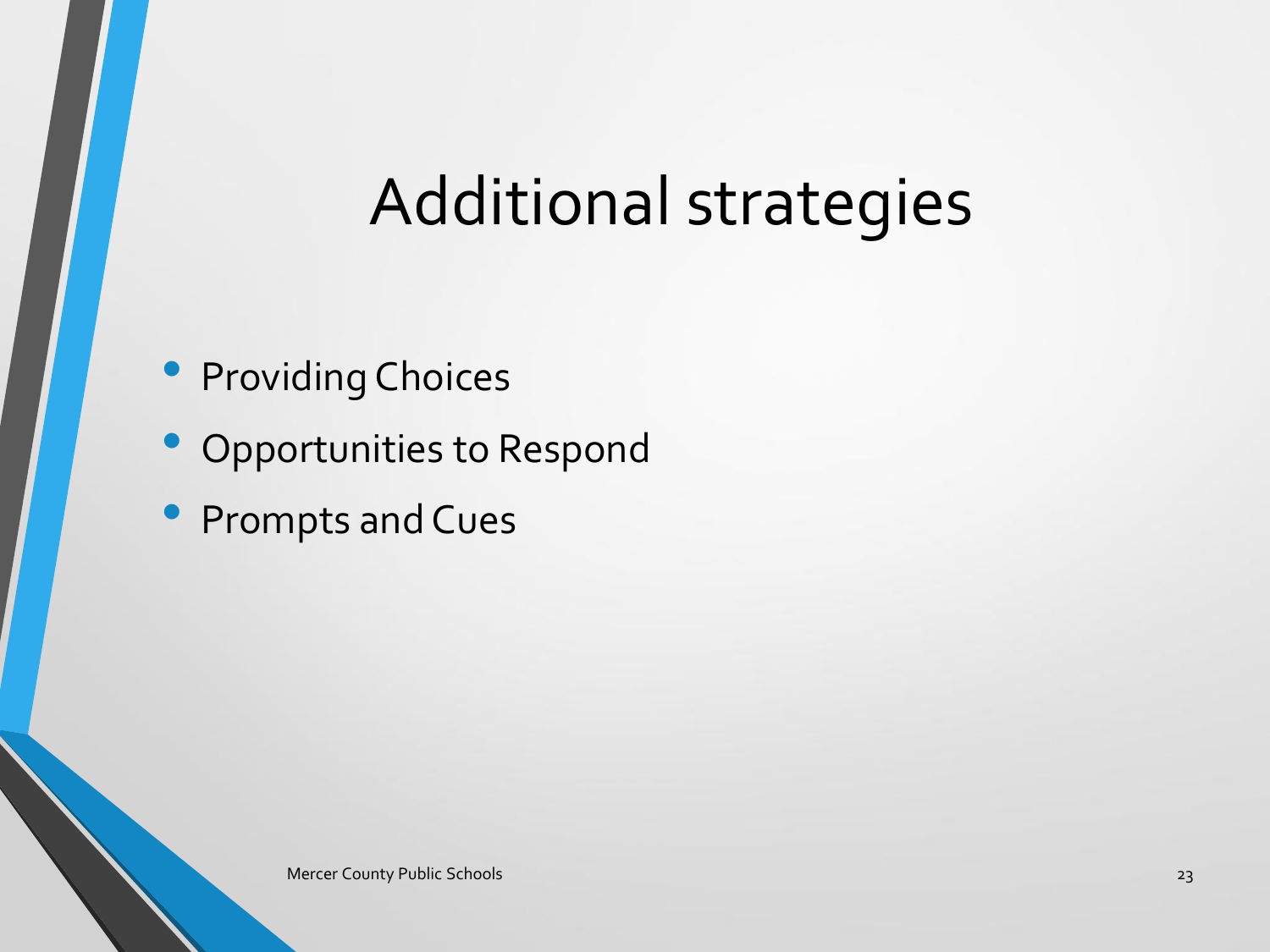# Additional strategies

- Providing Choices
- Opportunities to Respond
- Prompts and Cues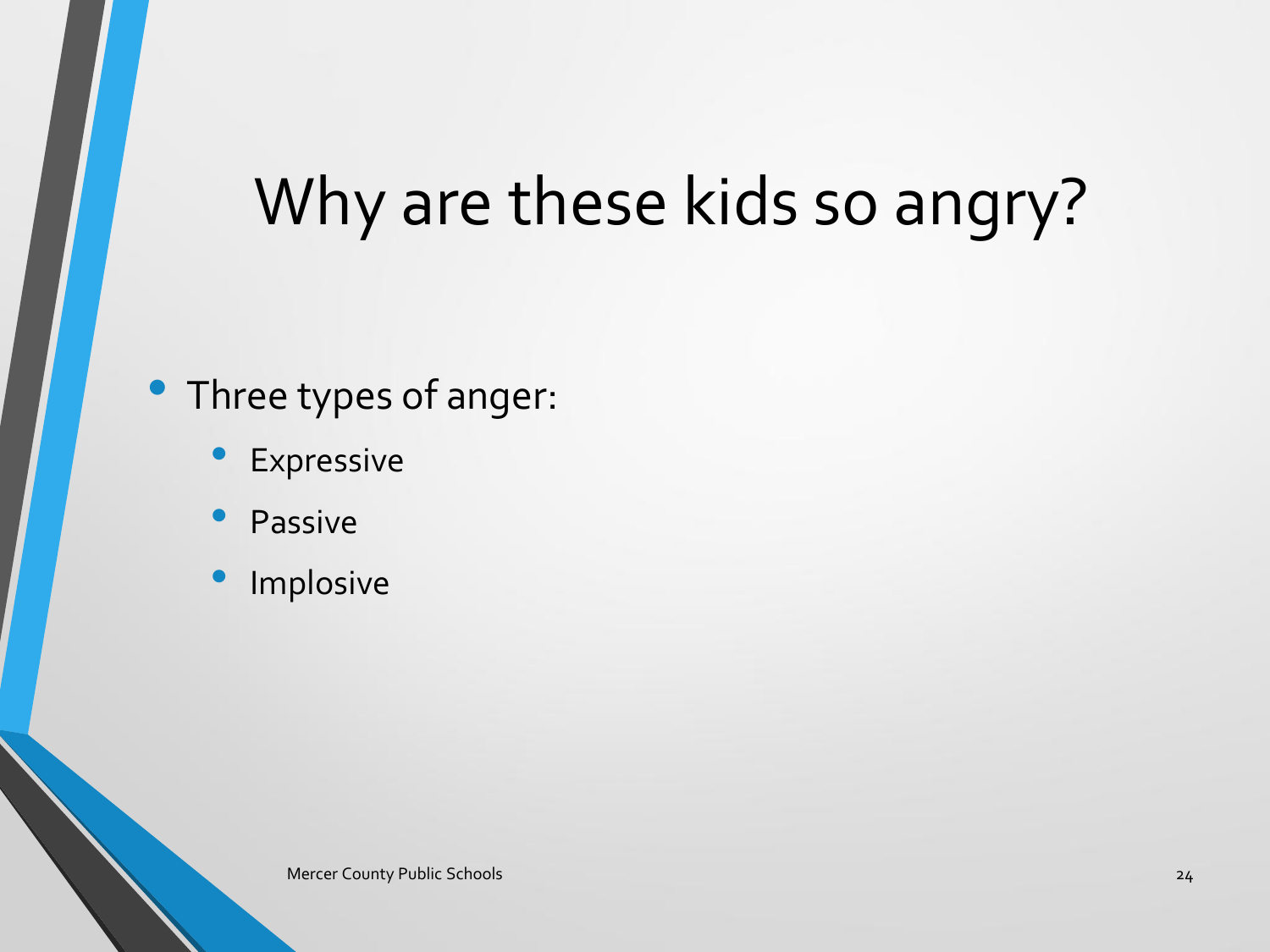# Why are these kids so angry?

- Three types of anger:
  - Expressive
  - Passive
  - Implosive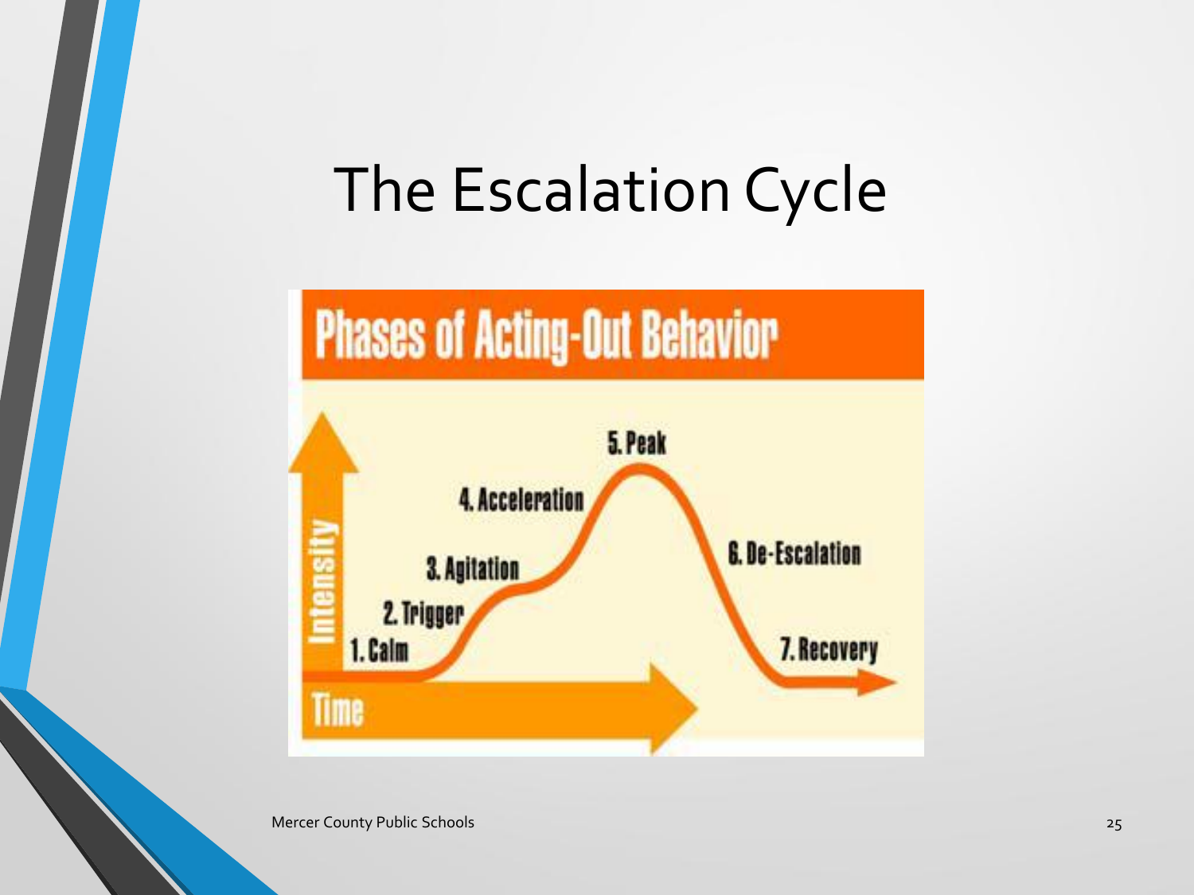# The Escalation Cycle

Phases of Acting-Out Behavior

1. Calm
2. Trigger
3. Agitation
4. Acceleration
5. Peak
6. De-Escalation
7. Recovery

Intensity

Time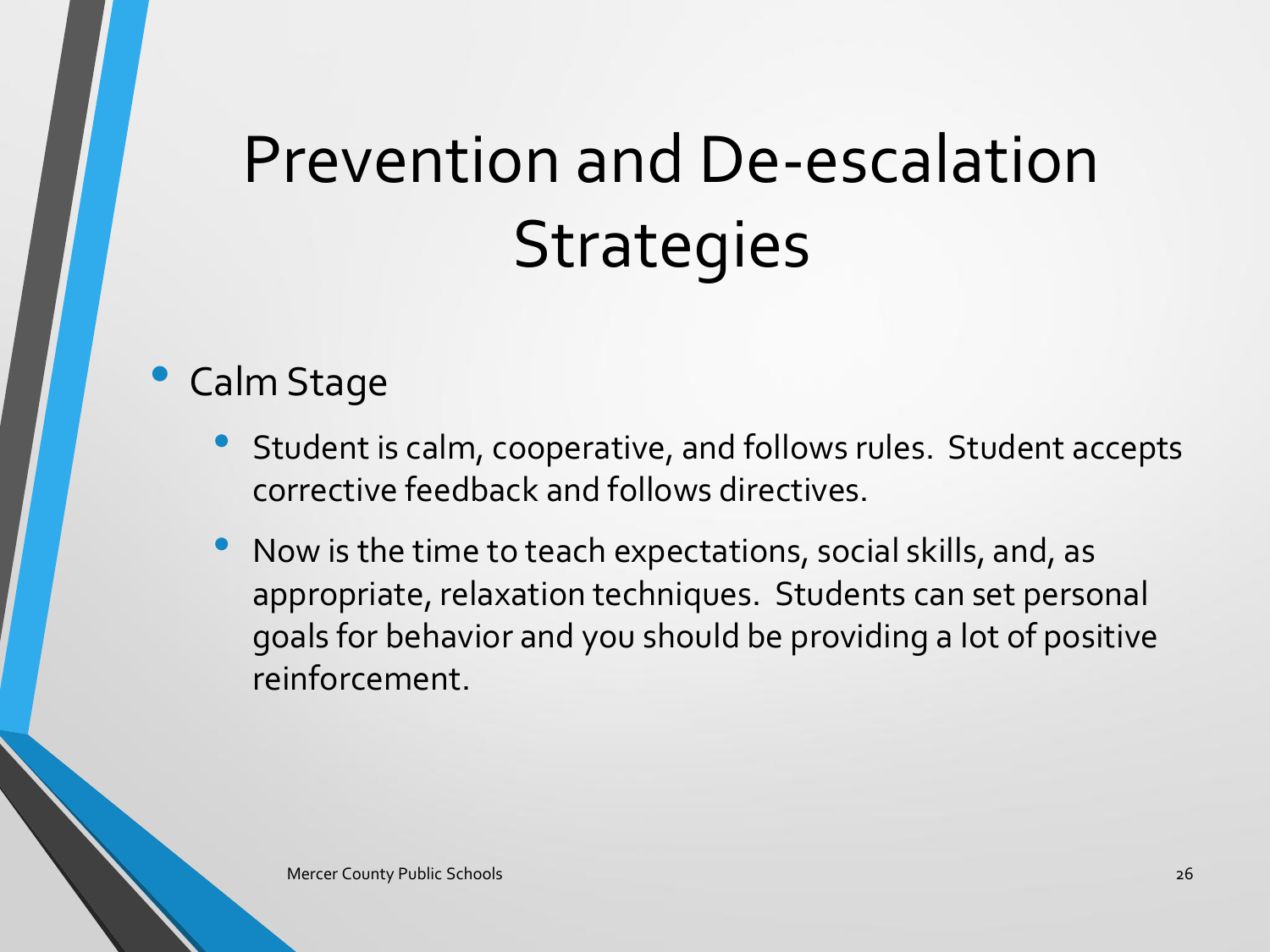# Prevention and De-escalation Strategies

- Calm Stage
  - Student is calm, cooperative, and follows rules. Student accepts corrective feedback and follows directives.
  - Now is the time to teach expectations, social skills, and, as appropriate, relaxation techniques. Students can set personal goals for behavior and you should be providing a lot of positive reinforcement.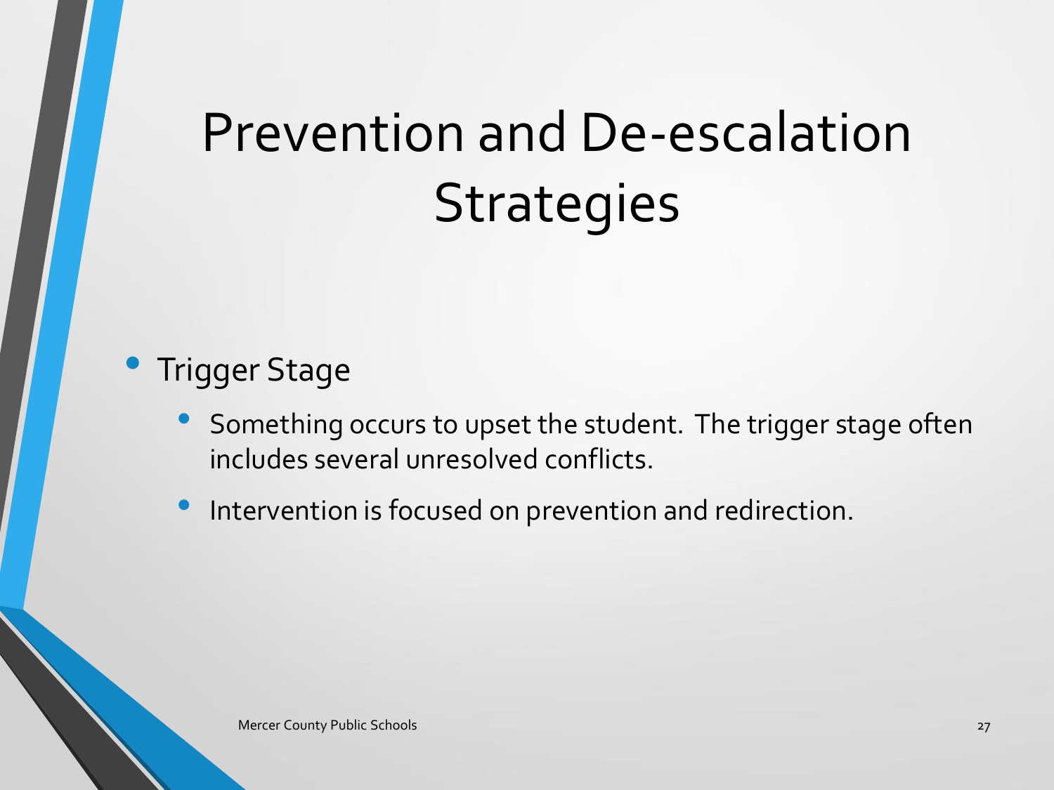# Prevention and De-escalation Strategies

- Trigger Stage
  - Something occurs to upset the student. The trigger stage often includes several unresolved conflicts.
  - Intervention is focused on prevention and redirection.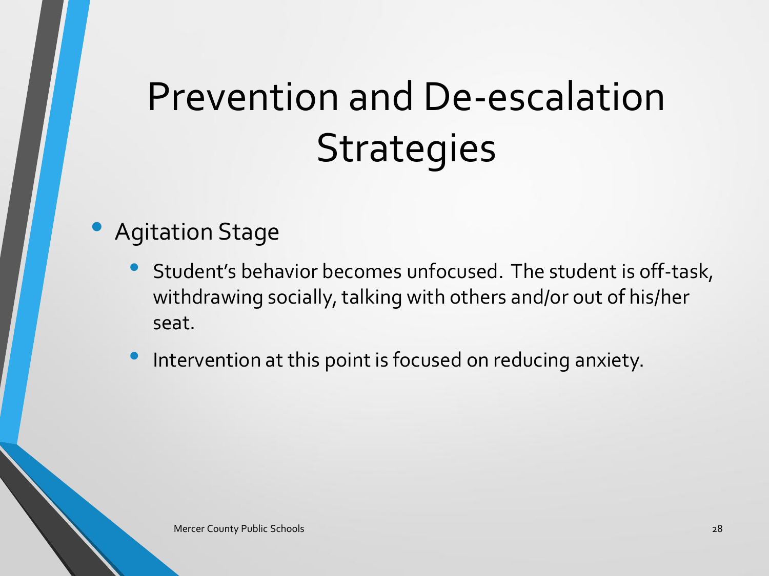# Prevention and De-escalation Strategies

- Agitation Stage
  - Student's behavior becomes unfocused. The student is off-task, withdrawing socially, talking with others and/or out of his/her seat.
  - Intervention at this point is focused on reducing anxiety.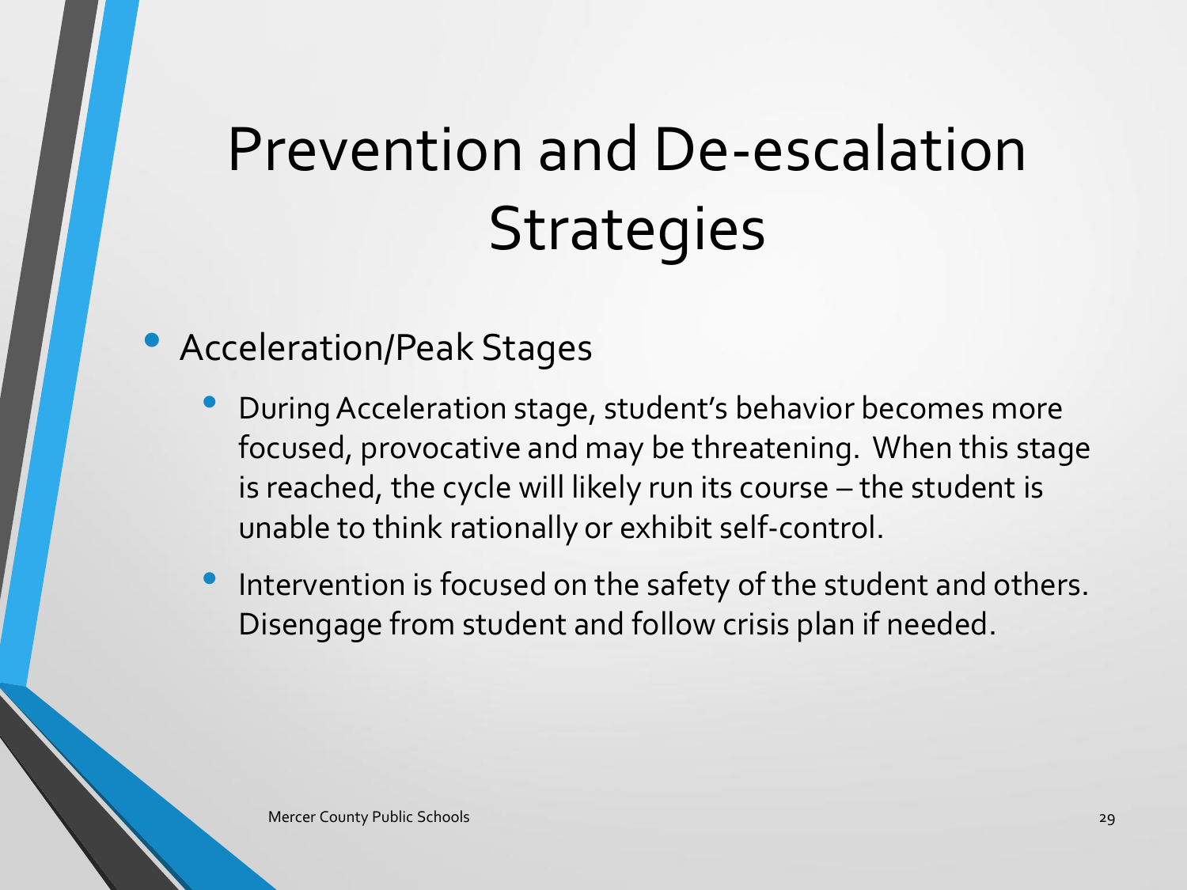# Prevention and De-escalation Strategies

- Acceleration/Peak Stages
  - During Acceleration stage, student's behavior becomes more focused, provocative and may be threatening. When this stage is reached, the cycle will likely run its course – the student is unable to think rationally or exhibit self-control.
  - Intervention is focused on the safety of the student and others. Disengage from student and follow crisis plan if needed.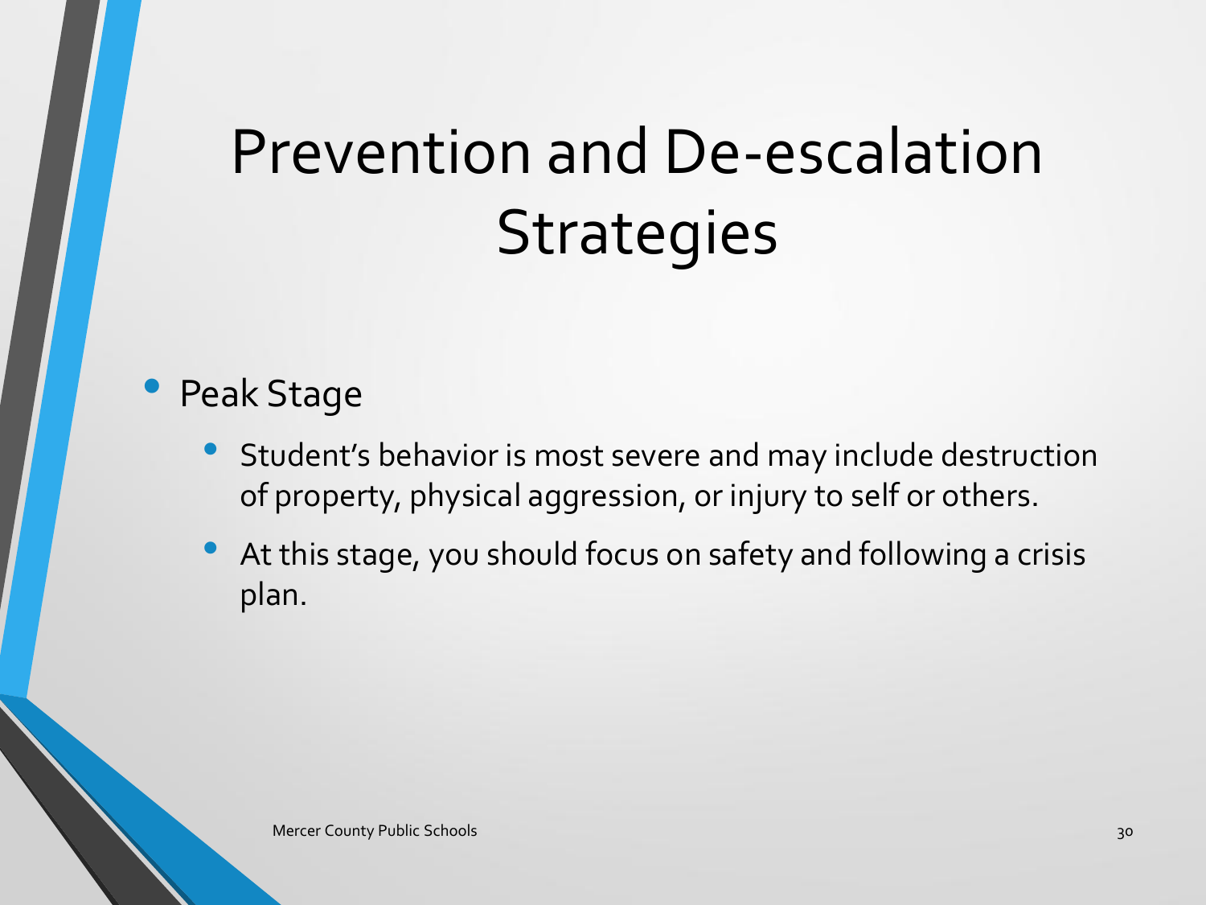# Prevention and De-escalation Strategies

- Peak Stage
  - Student's behavior is most severe and may include destruction of property, physical aggression, or injury to self or others.
  - At this stage, you should focus on safety and following a crisis plan.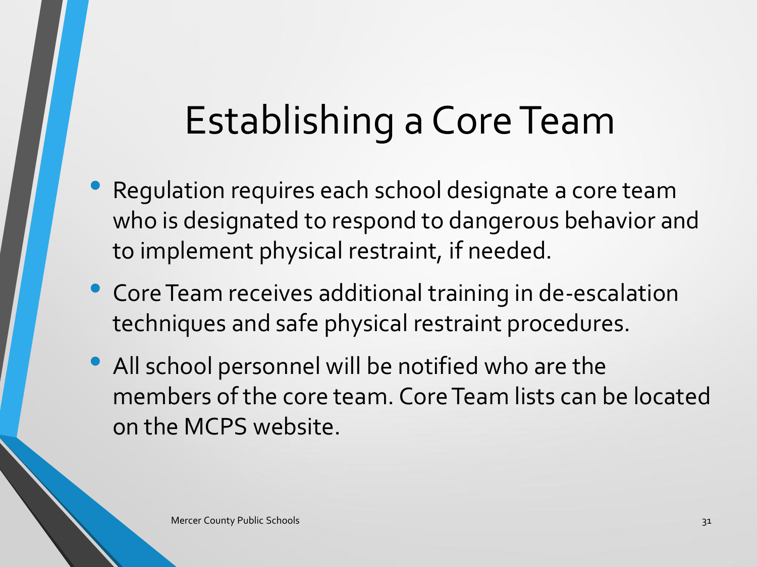# Establishing a Core Team

- Regulation requires each school designate a core team who is designated to respond to dangerous behavior and to implement physical restraint, if needed.
- Core Team receives additional training in de-escalation techniques and safe physical restraint procedures.
- All school personnel will be notified who are the members of the core team. Core Team lists can be located on the MCPS website.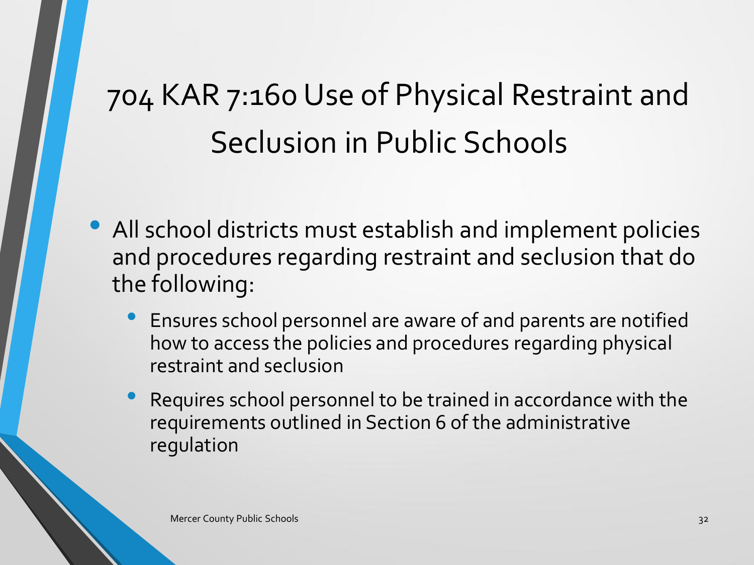# 704 KAR 7:160 Use of Physical Restraint and Seclusion in Public Schools

- All school districts must establish and implement policies and procedures regarding restraint and seclusion that do the following:
  - Ensures school personnel are aware of and parents are notified how to access the policies and procedures regarding physical restraint and seclusion
  - Requires school personnel to be trained in accordance with the requirements outlined in Section 6 of the administrative regulation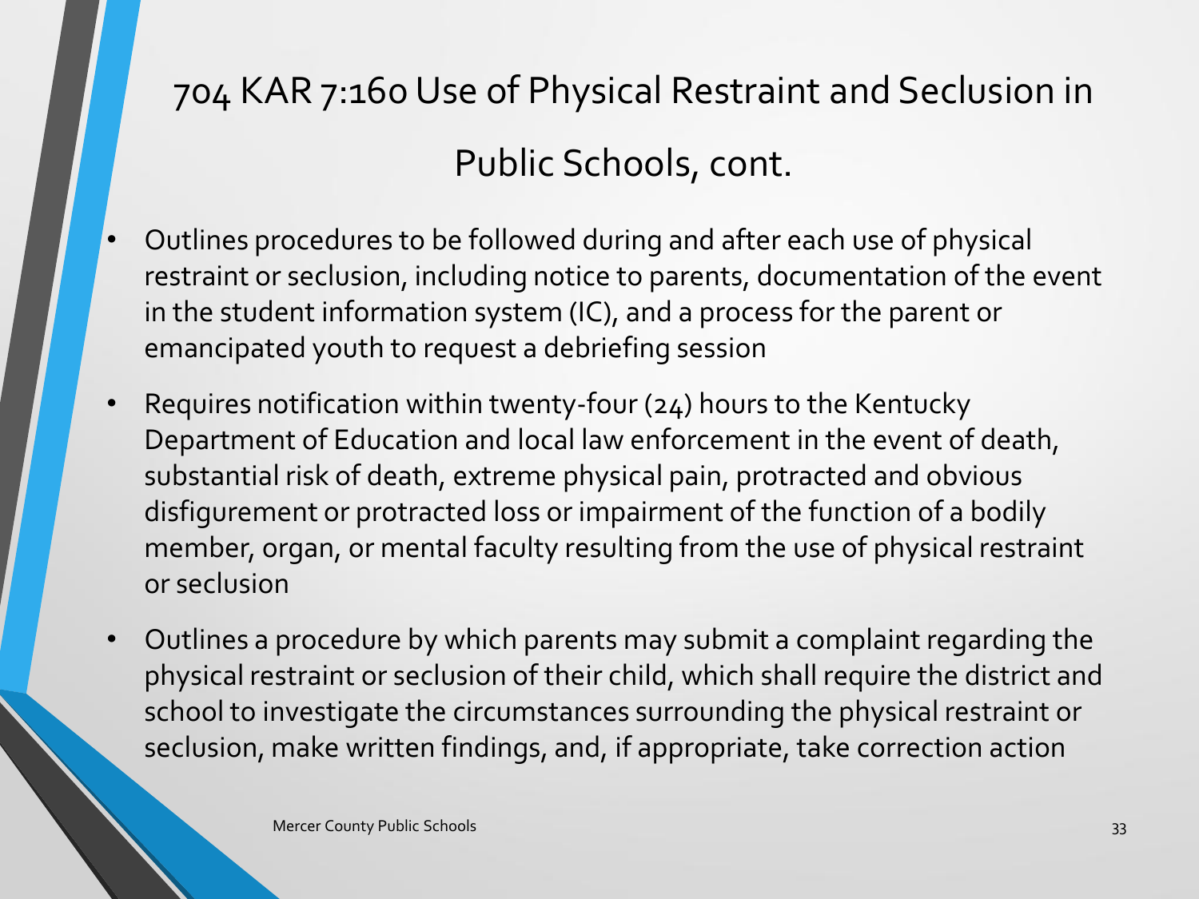# 704 KAR 7:160 Use of Physical Restraint and Seclusion in Public Schools, cont.

- Outlines procedures to be followed during and after each use of physical restraint or seclusion, including notice to parents, documentation of the event in the student information system (IC), and a process for the parent or emancipated youth to request a debriefing session
- Requires notification within twenty-four (24) hours to the Kentucky Department of Education and local law enforcement in the event of death, substantial risk of death, extreme physical pain, protracted and obvious disfigurement or protracted loss or impairment of the function of a bodily member, organ, or mental faculty resulting from the use of physical restraint or seclusion
- Outlines a procedure by which parents may submit a complaint regarding the physical restraint or seclusion of their child, which shall require the district and school to investigate the circumstances surrounding the physical restraint or seclusion, make written findings, and, if appropriate, take correction action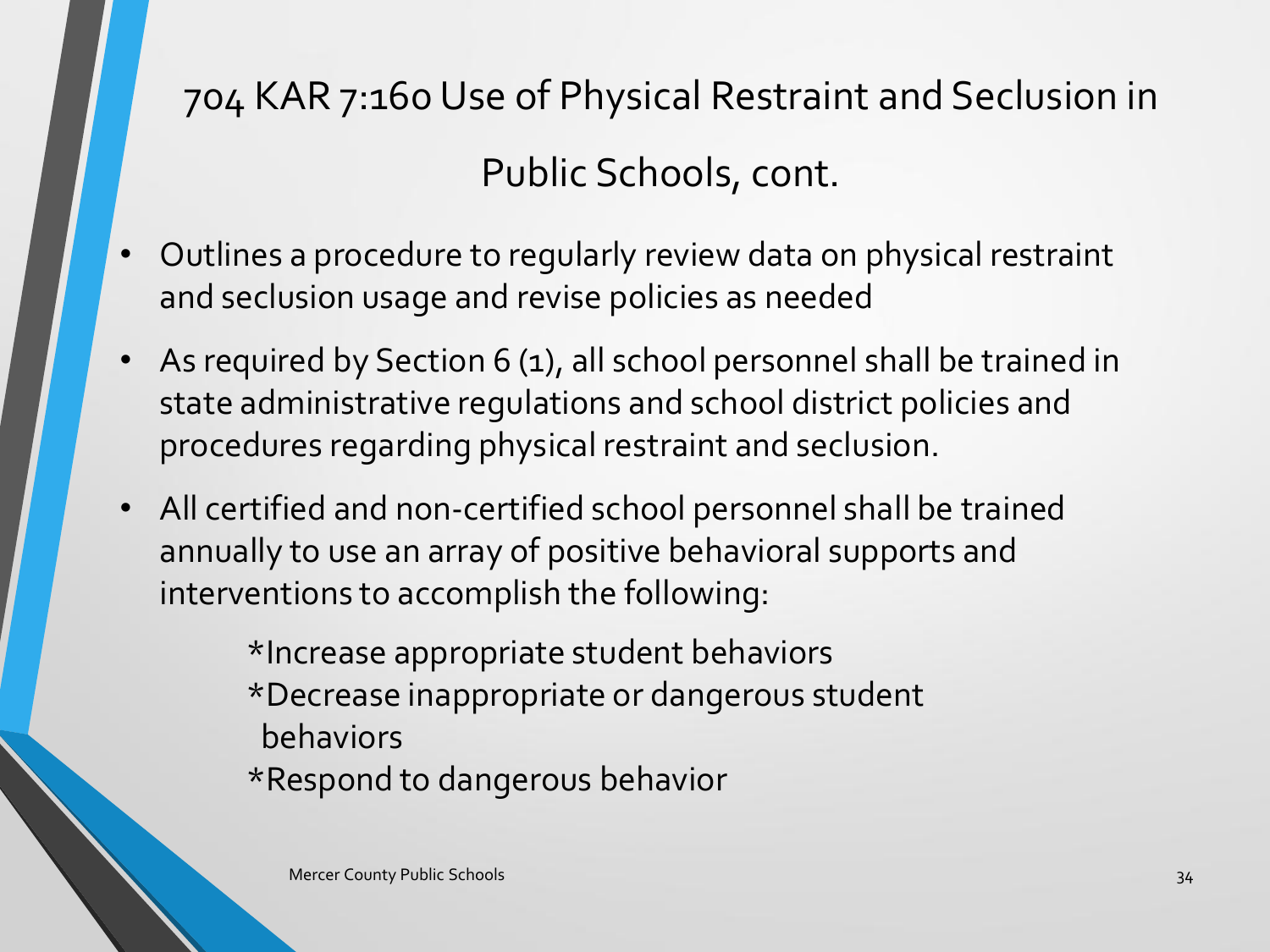# 704 KAR 7:160 Use of Physical Restraint and Seclusion in Public Schools, cont.

- Outlines a procedure to regularly review data on physical restraint and seclusion usage and revise policies as needed
- As required by Section 6 (1), all school personnel shall be trained in state administrative regulations and school district policies and procedures regarding physical restraint and seclusion.
- All certified and non-certified school personnel shall be trained annually to use an array of positive behavioral supports and interventions to accomplish the following:

  *Increase appropriate student behaviors
  *Decrease inappropriate or dangerous student behaviors
  *Respond to dangerous behavior

Mercer County Public Schools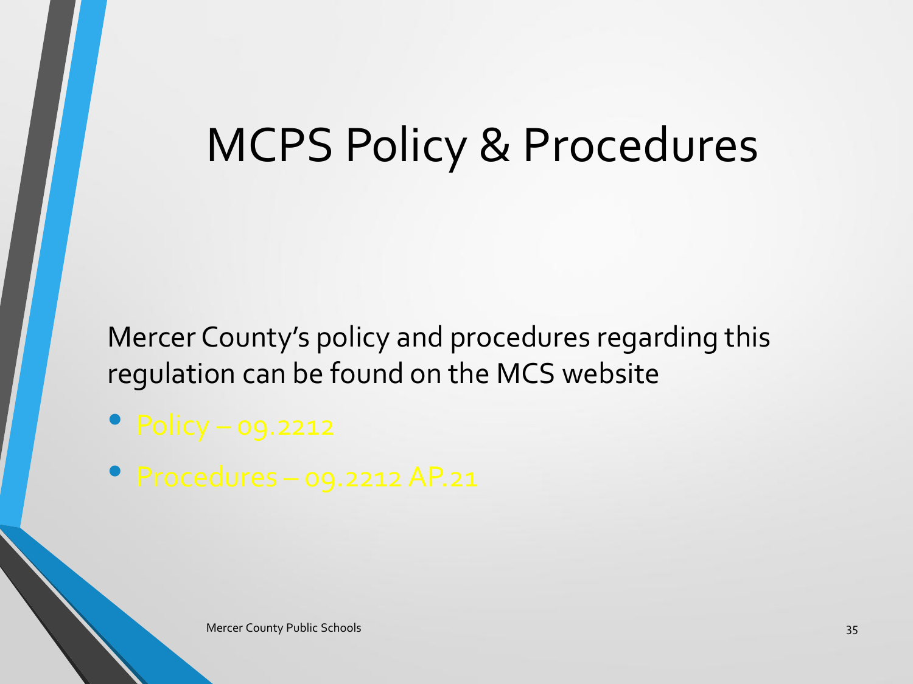# MCPS Policy & Procedures

Mercer County's policy and procedures regarding this regulation can be found on the MCS website

- Policy – 09.2212
- Procedures – 09.2212 AP.21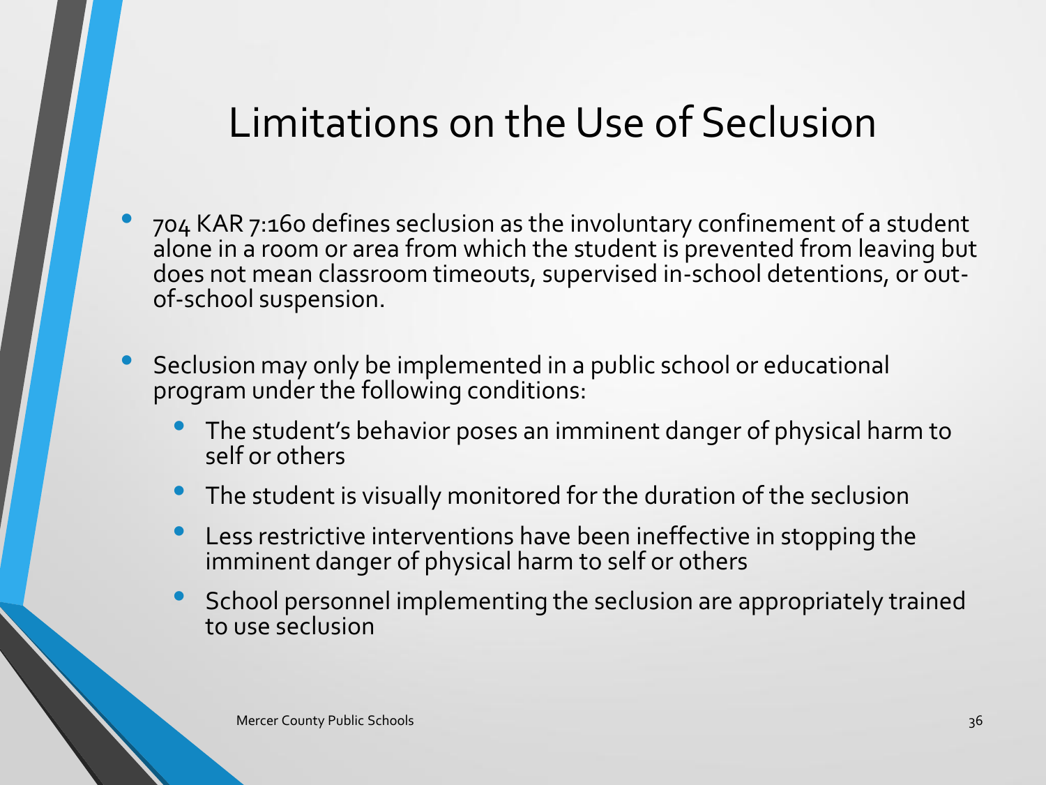# Limitations on the Use of Seclusion

- 704 KAR 7:160 defines seclusion as the involuntary confinement of a student alone in a room or area from which the student is prevented from leaving but does not mean classroom timeouts, supervised in-school detentions, or out-of-school suspension.

- Seclusion may only be implemented in a public school or educational program under the following conditions:
  - The student's behavior poses an imminent danger of physical harm to self or others
  - The student is visually monitored for the duration of the seclusion
  - Less restrictive interventions have been ineffective in stopping the imminent danger of physical harm to self or others
  - School personnel implementing the seclusion are appropriately trained to use seclusion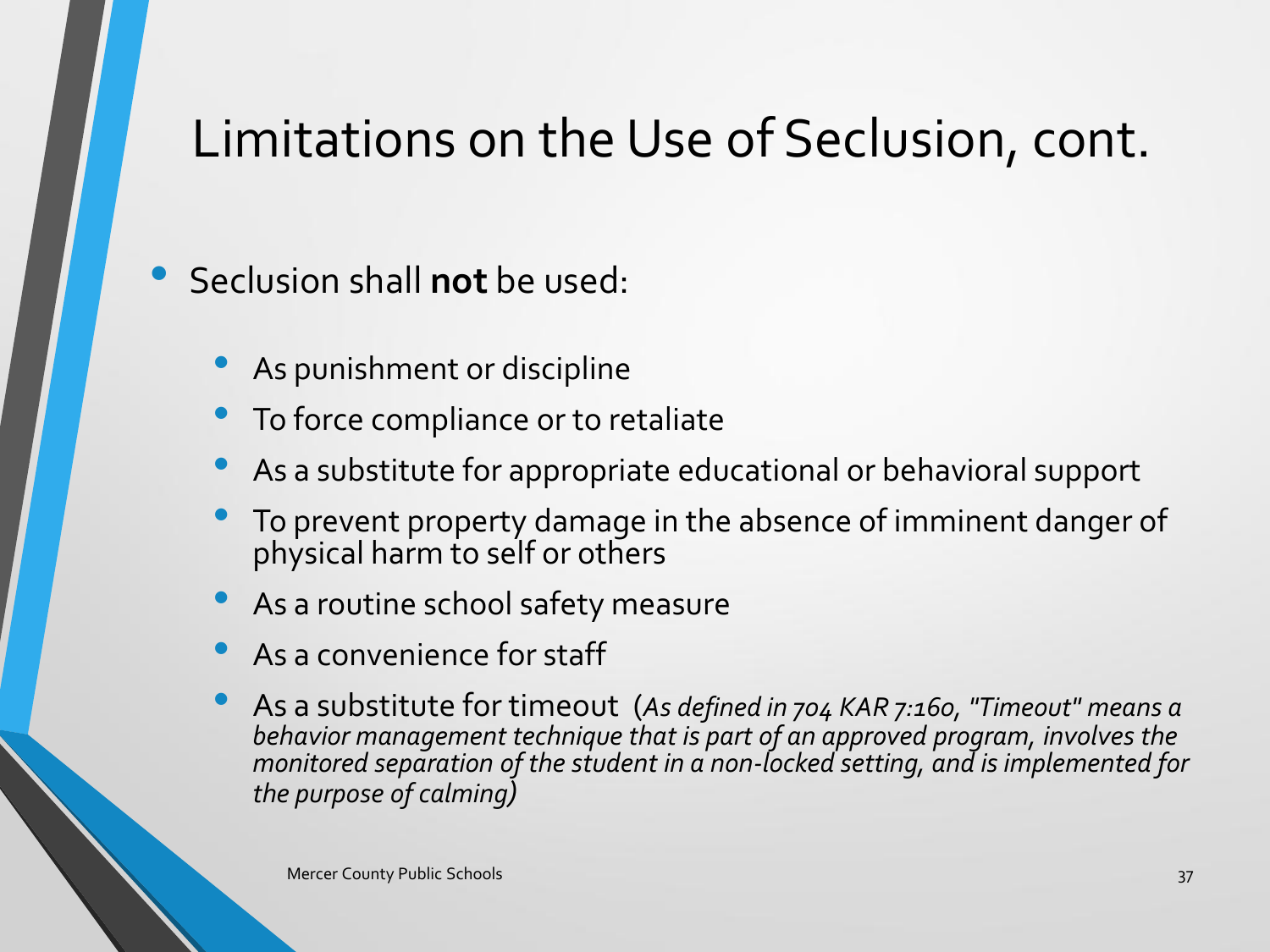# Limitations on the Use of Seclusion, cont.

- Seclusion shall **not** be used:
  - As punishment or discipline
  - To force compliance or to retaliate
  - As a substitute for appropriate educational or behavioral support
  - To prevent property damage in the absence of imminent danger of physical harm to self or others
  - As a routine school safety measure
  - As a convenience for staff
  - As a substitute for timeout (*As defined in 704 KAR 7:160, "Timeout" means a behavior management technique that is part of an approved program, involves the monitored separation of the student in a non-locked setting, and is implemented for the purpose of calming)*

Mercer County Public Schools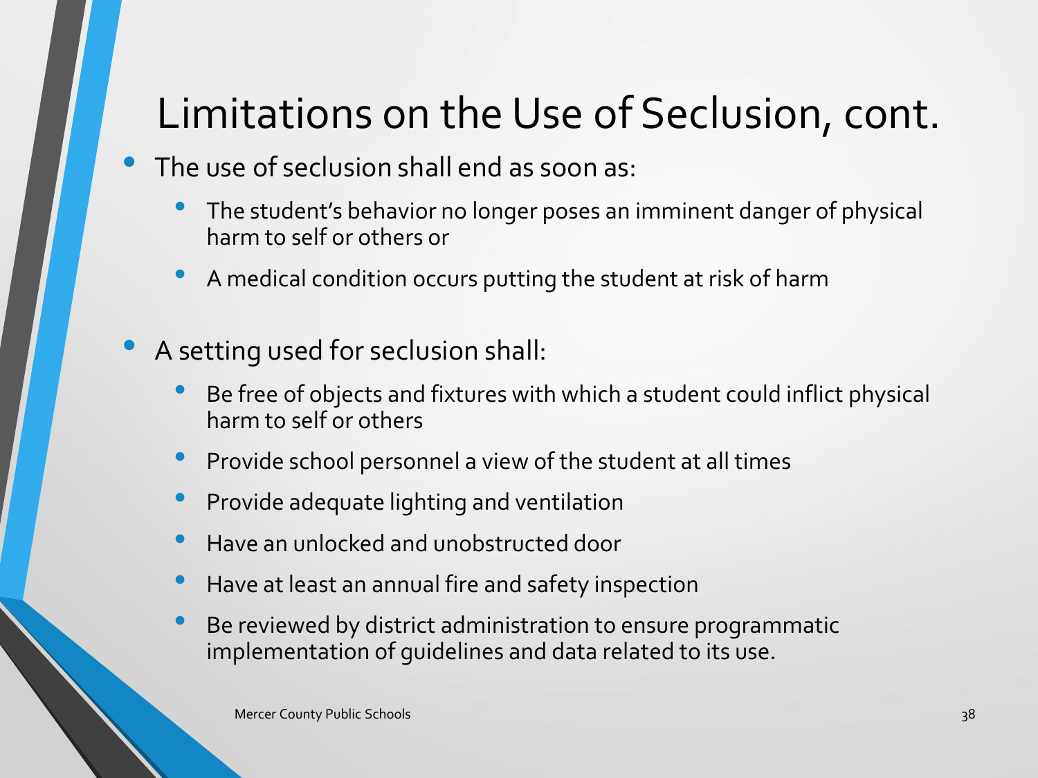# Limitations on the Use of Seclusion, cont.

- The use of seclusion shall end as soon as:
  - The student's behavior no longer poses an imminent danger of physical harm to self or others or
  - A medical condition occurs putting the student at risk of harm
- A setting used for seclusion shall:
  - Be free of objects and fixtures with which a student could inflict physical harm to self or others
  - Provide school personnel a view of the student at all times
  - Provide adequate lighting and ventilation
  - Have an unlocked and unobstructed door
  - Have at least an annual fire and safety inspection
  - Be reviewed by district administration to ensure programmatic implementation of guidelines and data related to its use.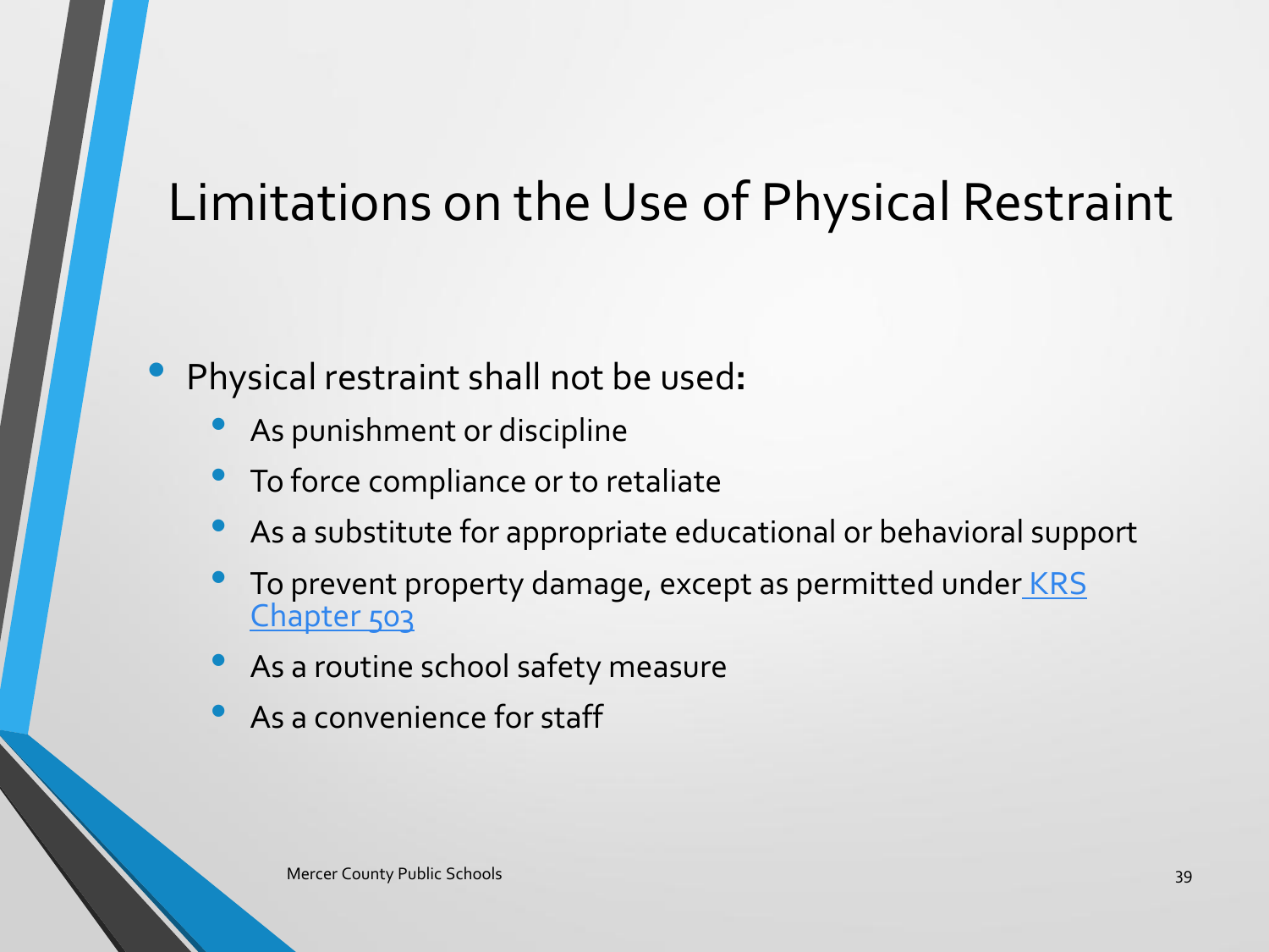# Limitations on the Use of Physical Restraint

- Physical restraint shall not be used:
  - As punishment or discipline
  - To force compliance or to retaliate
  - As a substitute for appropriate educational or behavioral support
  - To prevent property damage, except as permitted under KRS Chapter 503
  - As a routine school safety measure
  - As a convenience for staff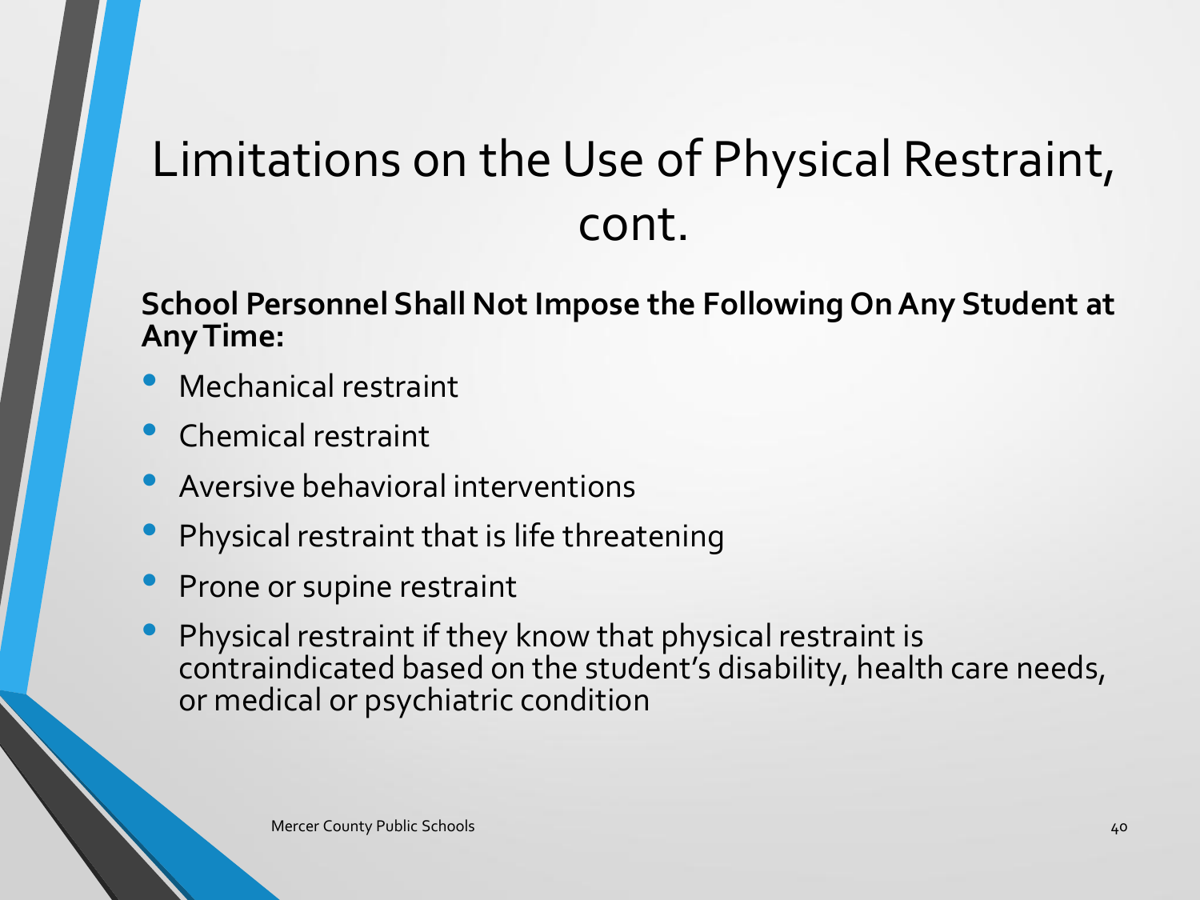# Limitations on the Use of Physical Restraint, cont.

**School Personnel Shall Not Impose the Following On Any Student at Any Time:**

- Mechanical restraint
- Chemical restraint
- Aversive behavioral interventions
- Physical restraint that is life threatening
- Prone or supine restraint
- Physical restraint if they know that physical restraint is contraindicated based on the student's disability, health care needs, or medical or psychiatric condition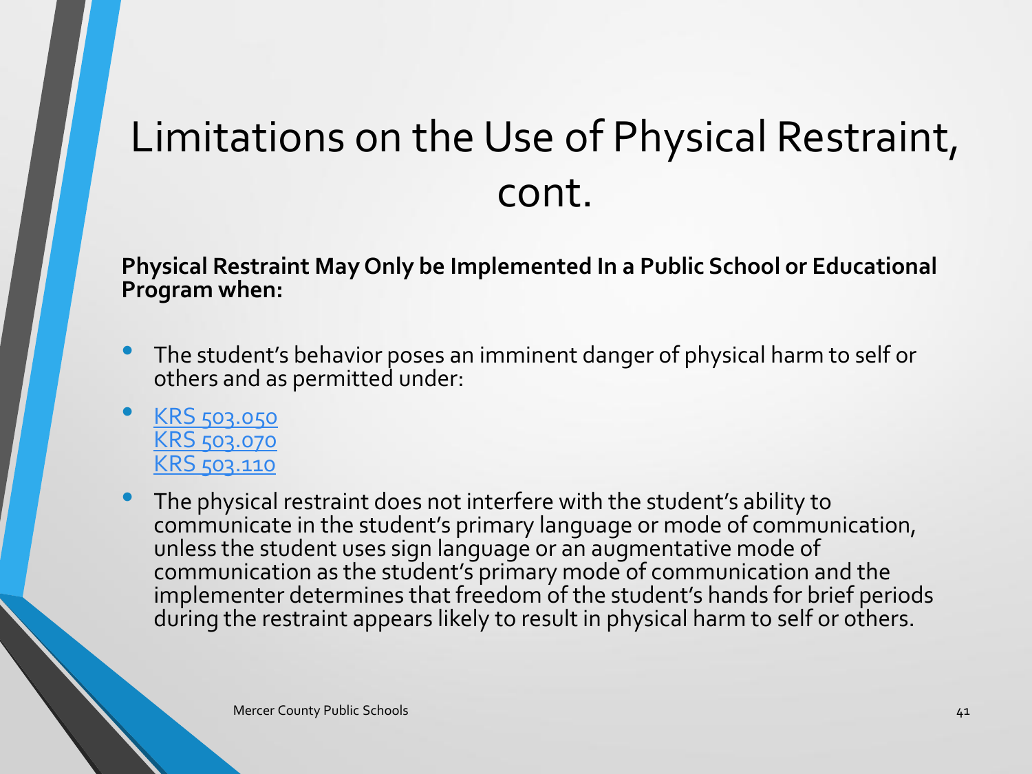# Limitations on the Use of Physical Restraint, cont.

**Physical Restraint May Only be Implemented In a Public School or Educational Program when:**

- The student's behavior poses an imminent danger of physical harm to self or others and as permitted under:
- KRS 503.050
  KRS 503.070
  KRS 503.110
- The physical restraint does not interfere with the student's ability to communicate in the student's primary language or mode of communication, unless the student uses sign language or an augmentative mode of communication as the student's primary mode of communication and the implementer determines that freedom of the student's hands for brief periods during the restraint appears likely to result in physical harm to self or others.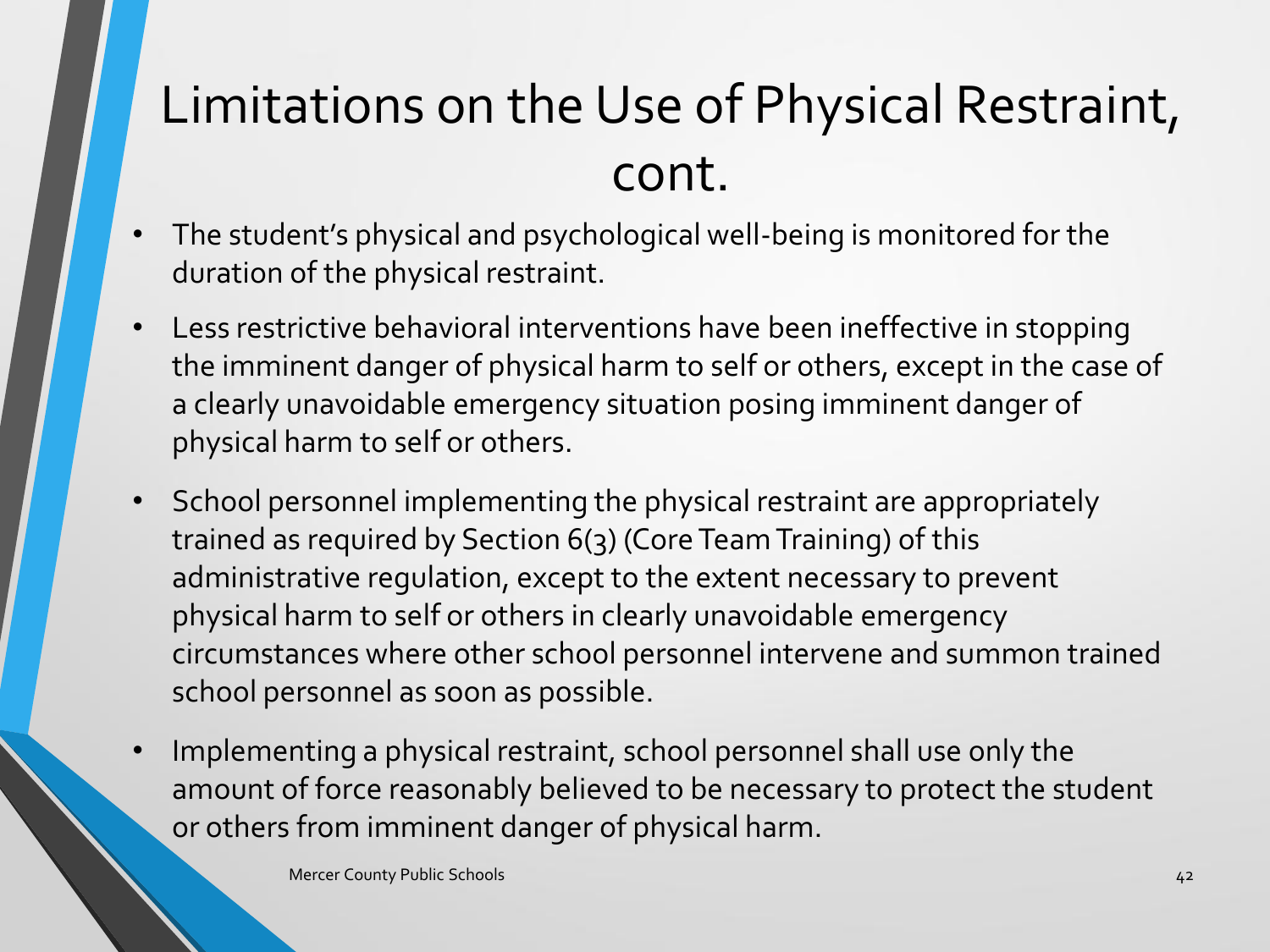# Limitations on the Use of Physical Restraint, cont.

- The student's physical and psychological well-being is monitored for the duration of the physical restraint.
- Less restrictive behavioral interventions have been ineffective in stopping the imminent danger of physical harm to self or others, except in the case of a clearly unavoidable emergency situation posing imminent danger of physical harm to self or others.
- School personnel implementing the physical restraint are appropriately trained as required by Section 6(3) (Core Team Training) of this administrative regulation, except to the extent necessary to prevent physical harm to self or others in clearly unavoidable emergency circumstances where other school personnel intervene and summon trained school personnel as soon as possible.
- Implementing a physical restraint, school personnel shall use only the amount of force reasonably believed to be necessary to protect the student or others from imminent danger of physical harm.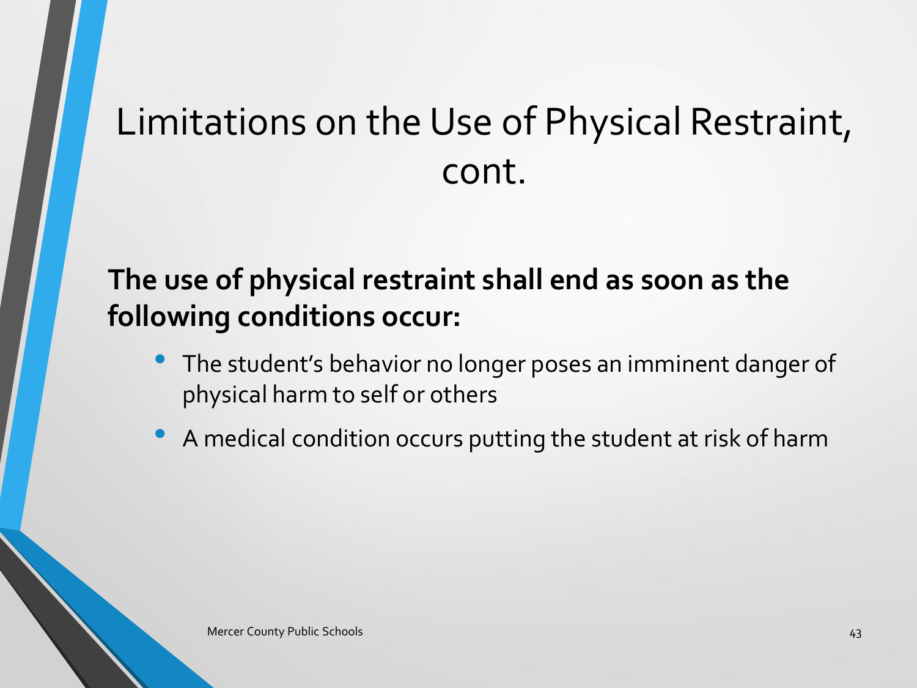# Limitations on the Use of Physical Restraint, cont.

**The use of physical restraint shall end as soon as the following conditions occur:**

- The student's behavior no longer poses an imminent danger of physical harm to self or others
- A medical condition occurs putting the student at risk of harm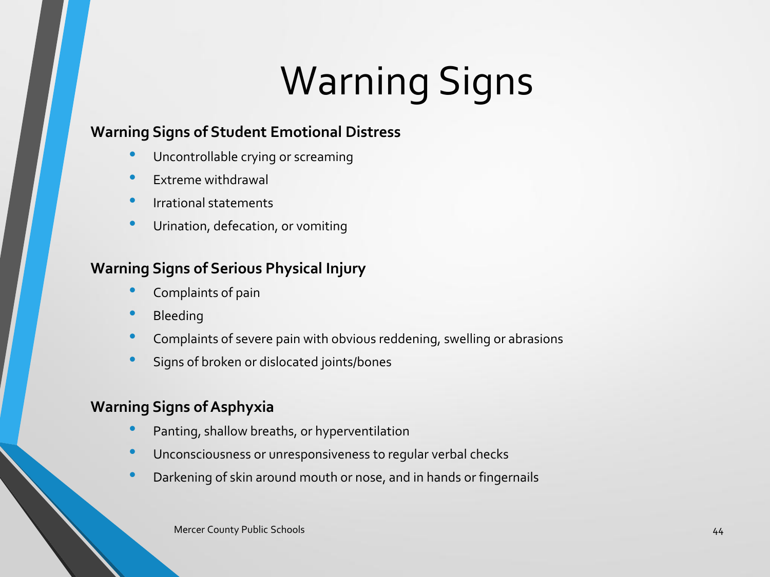# Warning Signs

**Warning Signs of Student Emotional Distress**

- Uncontrollable crying or screaming
- Extreme withdrawal
- Irrational statements
- Urination, defecation, or vomiting

**Warning Signs of Serious Physical Injury**

- Complaints of pain
- Bleeding
- Complaints of severe pain with obvious reddening, swelling or abrasions
- Signs of broken or dislocated joints/bones

**Warning Signs of Asphyxia**

- Panting, shallow breaths, or hyperventilation
- Unconsciousness or unresponsiveness to regular verbal checks
- Darkening of skin around mouth or nose, and in hands or fingernails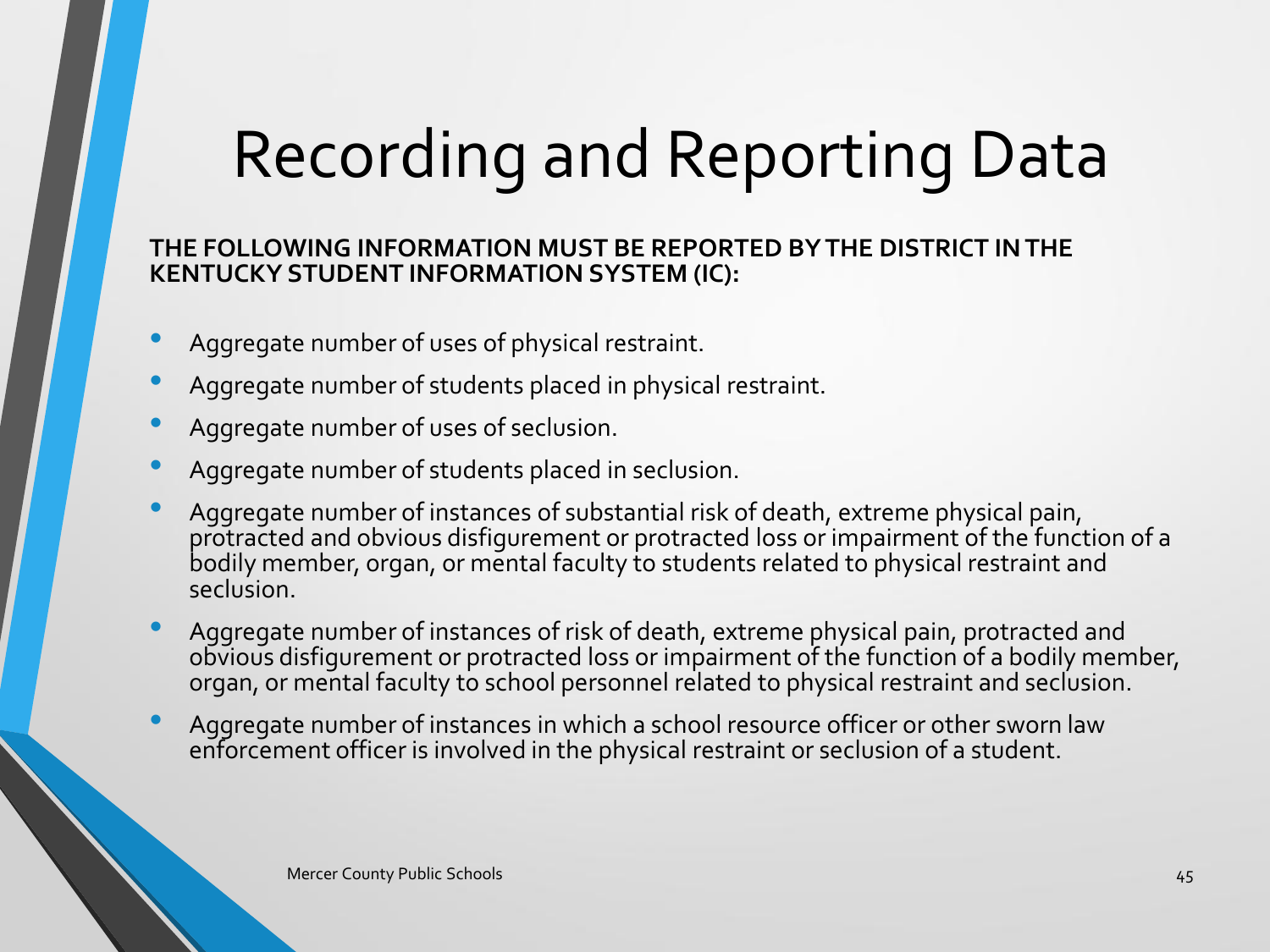# Recording and Reporting Data

**THE FOLLOWING INFORMATION MUST BE REPORTED BY THE DISTRICT IN THE KENTUCKY STUDENT INFORMATION SYSTEM (IC):**

- Aggregate number of uses of physical restraint.
- Aggregate number of students placed in physical restraint.
- Aggregate number of uses of seclusion.
- Aggregate number of students placed in seclusion.
- Aggregate number of instances of substantial risk of death, extreme physical pain, protracted and obvious disfigurement or protracted loss or impairment of the function of a bodily member, organ, or mental faculty to students related to physical restraint and seclusion.
- Aggregate number of instances of risk of death, extreme physical pain, protracted and obvious disfigurement or protracted loss or impairment of the function of a bodily member, organ, or mental faculty to school personnel related to physical restraint and seclusion.
- Aggregate number of instances in which a school resource officer or other sworn law enforcement officer is involved in the physical restraint or seclusion of a student.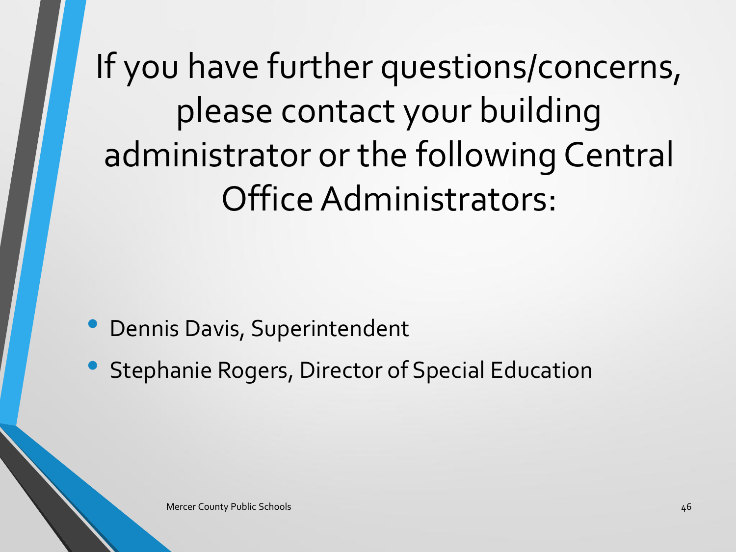# If you have further questions/concerns, please contact your building administrator or the following Central Office Administrators:

- Dennis Davis, Superintendent
- Stephanie Rogers, Director of Special Education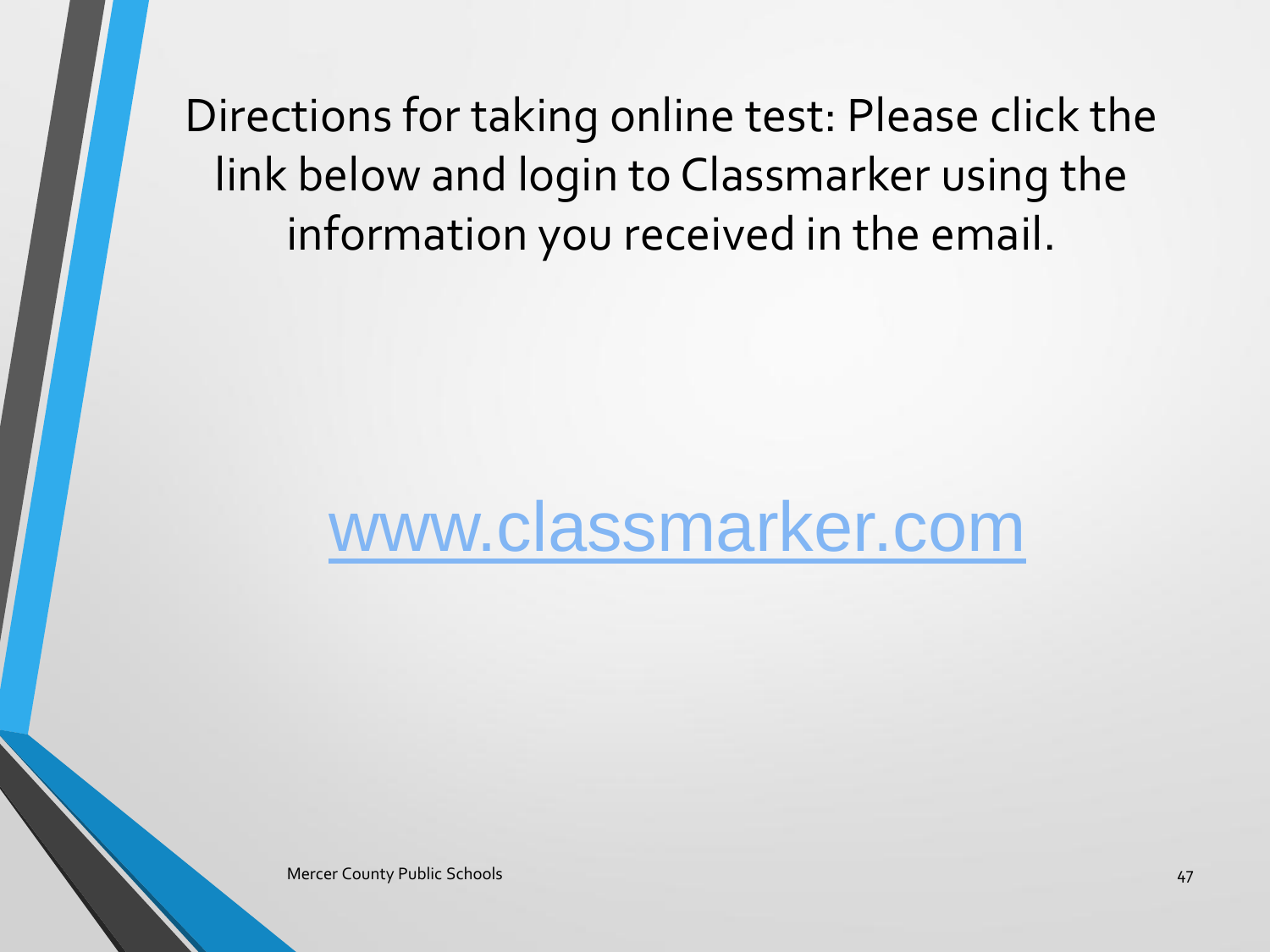Directions for taking online test: Please click the link below and login to Classmarker using the information you received in the email.

www.classmarker.com

Mercer County Public Schools